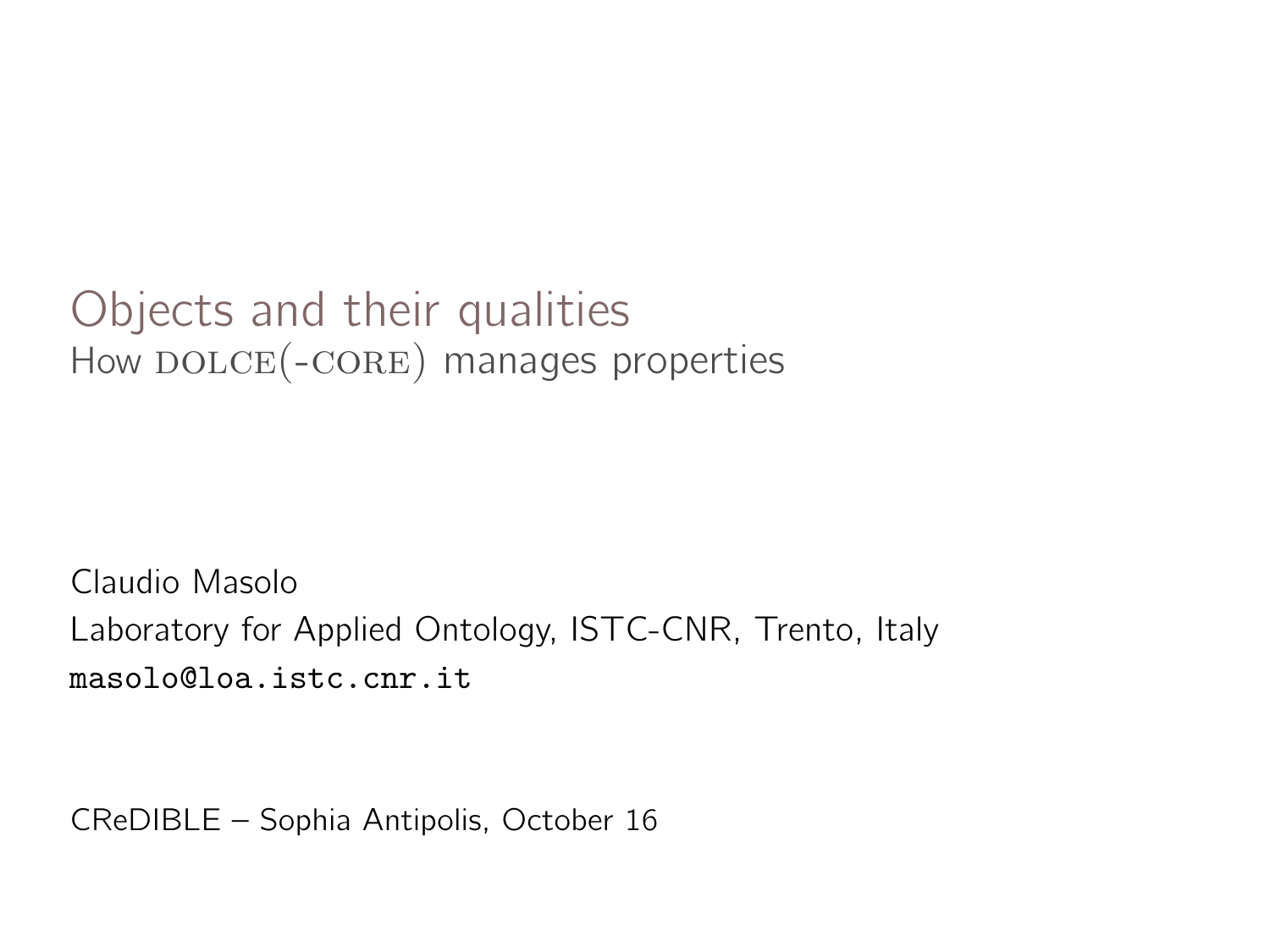# Objects and their qualities

## How DOLCE(-CORE) manages properties

Claudio Masolo

Laboratory for Applied Ontology, ISTC-CNR, Trento, Italy

masolo@loa.istc.cnr.it

CReDIBLE – Sophia Antipolis, October 16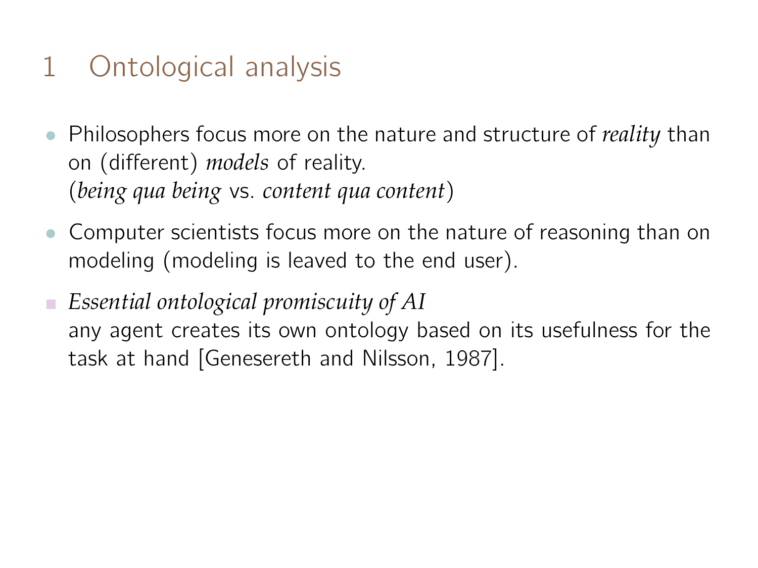# 1 Ontological analysis

- Philosophers focus more on the nature and structure of *reality* than on (different) *models* of reality.
  (*being qua being* vs. *content qua content*)

- Computer scientists focus more on the nature of reasoning than on modeling (modeling is leaved to the end user).

- *Essential ontological promiscuity of AI*
  any agent creates its own ontology based on its usefulness for the task at hand [Genesereth and Nilsson, 1987].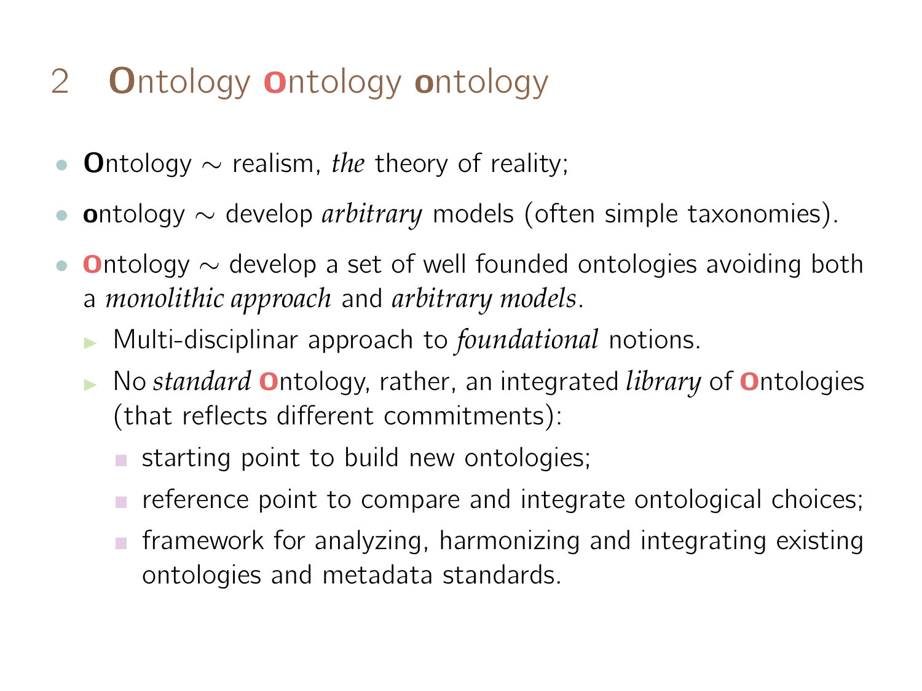# 2 **O**ntology **O**ntology **o**ntology

- **O**ntology $\sim$ realism, *the* theory of reality;
- **o**ntology $\sim$ develop *arbitrary* models (often simple taxonomies).
- **O**ntology $\sim$ develop a set of well founded ontologies avoiding both a *monolithic approach* and *arbitrary models*.
  - Multi-disciplinar approach to *foundational* notions.
  - No *standard* **O**ntology, rather, an integrated *library* of **O**ntologies (that reflects different commitments):
    - starting point to build new ontologies;
    - reference point to compare and integrate ontological choices;
    - framework for analyzing, harmonizing and integrating existing ontologies and metadata standards.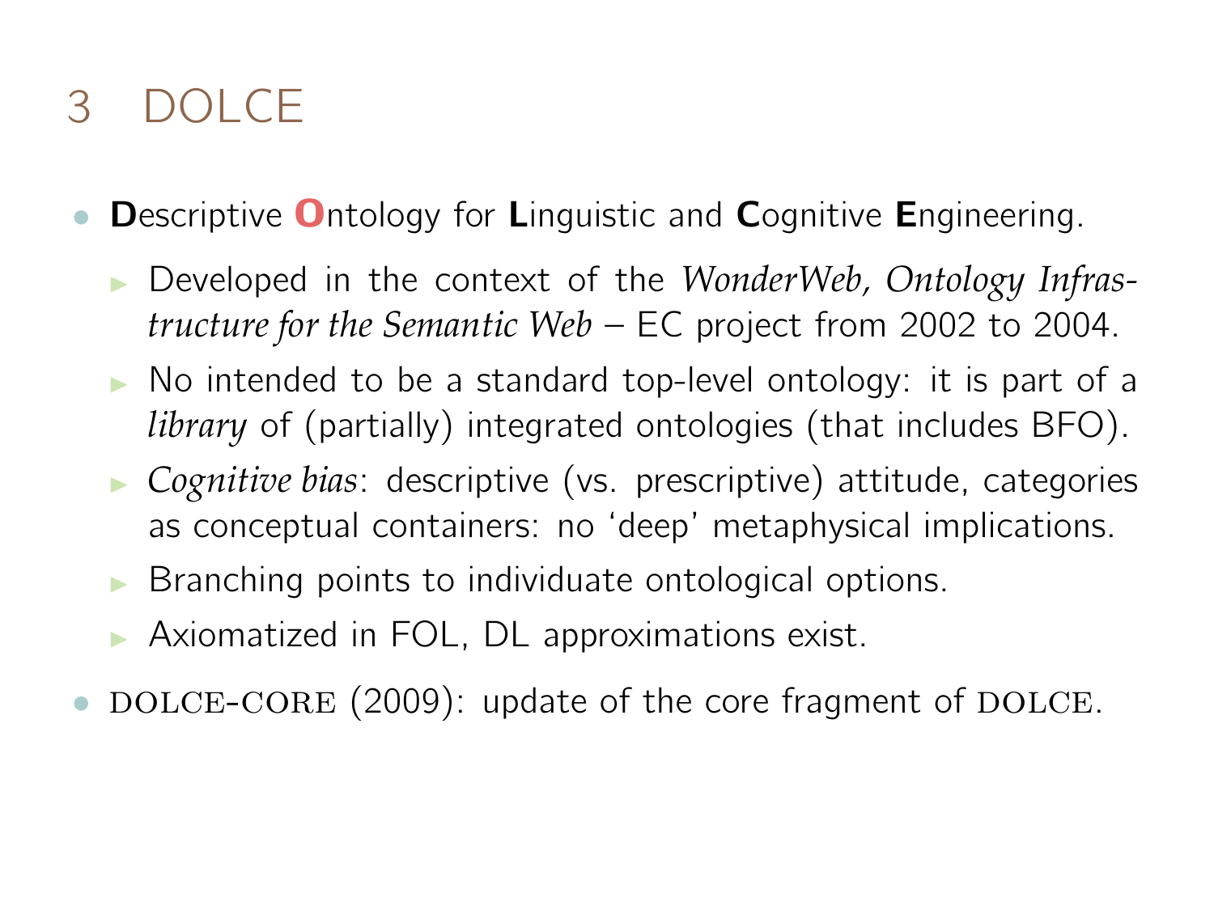# 3 DOLCE

- **D**escriptive **O**ntology for **L**inguistic and **C**ognitive **E**ngineering.
  - Developed in the context of the *WonderWeb, Ontology Infrastructure for the Semantic Web* – EC project from 2002 to 2004.
  - No intended to be a standard top-level ontology: it is part of a *library* of (partially) integrated ontologies (that includes BFO).
  - *Cognitive bias*: descriptive (vs. prescriptive) attitude, categories as conceptual containers: no 'deep' metaphysical implications.
  - Branching points to individuate ontological options.
  - Axiomatized in FOL, DL approximations exist.
- DOLCE-CORE (2009): update of the core fragment of DOLCE.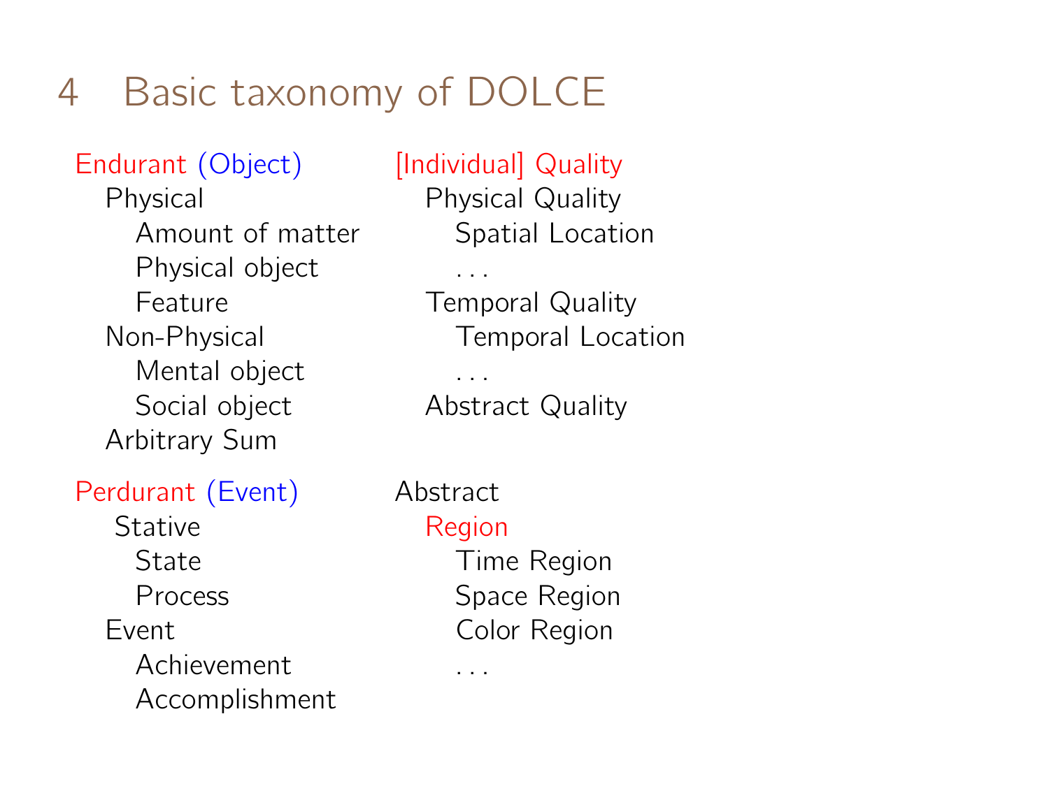# 4 Basic taxonomy of DOLCE

- Endurant (Object)
  - Physical
    - Amount of matter
    - Physical object
    - Feature
  - Non-Physical
    - Mental object
    - Social object
  - Arbitrary Sum

- Perdurant (Event)
  - Stative
    - State
    - Process
  - Event
    - Achievement
    - Accomplishment

- [Individual] Quality
  - Physical Quality
    - Spatial Location
    - . . .
  - Temporal Quality
    - Temporal Location
    - . . .
  - Abstract Quality

- Abstract
  - Region
    - Time Region
    - Space Region
    - Color Region
    - . . .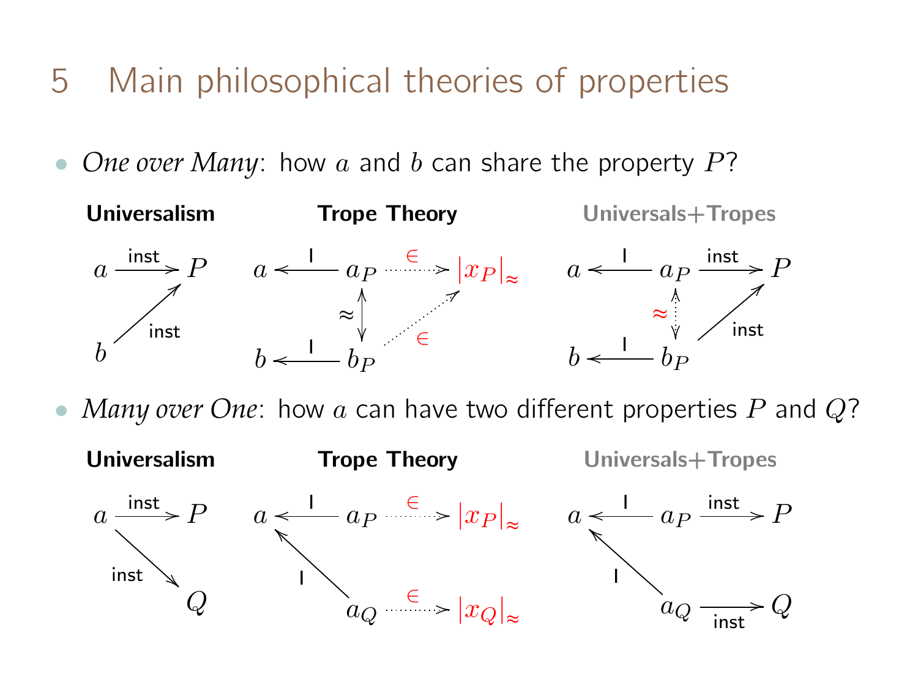# 5 Main philosophical theories of properties

- *One over Many*: how $a$ and $b$ can share the property $P$?

**Universalism** — $a \xrightarrow{\text{inst}} P$, $b \xrightarrow{\text{inst}} P$

**Trope Theory** — $a \xleftarrow{\text{I}} a_P \overset{\in}{\dashrightarrow} |x_P|_{\approx}$, $b \xleftarrow{\text{I}} b_P \overset{\in}{\dashrightarrow} |x_P|_{\approx}$, $a_P \overset{\approx}{\leftrightarrow} b_P$

**Universals+Tropes** — $a \xleftarrow{\text{I}} a_P \xrightarrow{\text{inst}} P$, $b \xleftarrow{\text{I}} b_P \xrightarrow{\text{inst}} P$, $a_P \overset{\approx}{\leftrightarrow} b_P$

- *Many over One*: how $a$ can have two different properties $P$ and $Q$?

**Universalism** — $a \xrightarrow{\text{inst}} P$, $a \xrightarrow{\text{inst}} Q$

**Trope Theory** — $a \xleftarrow{\text{I}} a_P \overset{\in}{\dashrightarrow} |x_P|_{\approx}$, $a \xleftarrow{\text{I}} a_Q \overset{\in}{\dashrightarrow} |x_Q|_{\approx}$

**Universals+Tropes** — $a \xleftarrow{\text{I}} a_P \xrightarrow{\text{inst}} P$, $a \xleftarrow{\text{I}} a_Q \xrightarrow{\text{inst}} Q$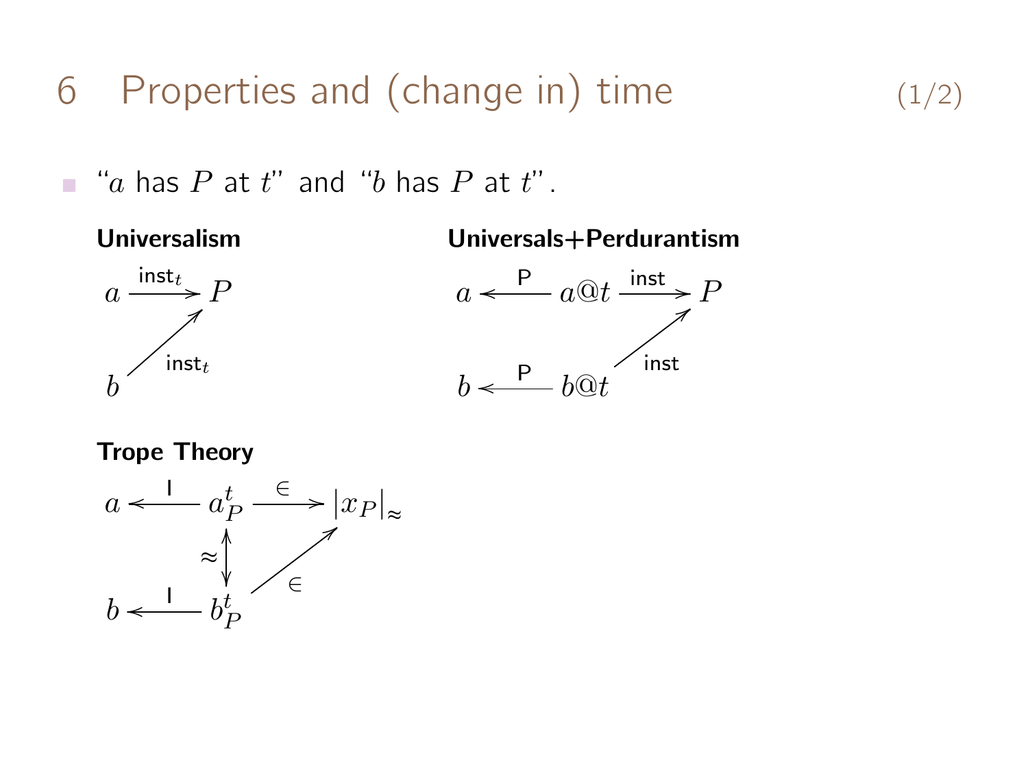# 6 Properties and (change in) time (1/2)

- "$a$ has $P$ at $t$" and "$b$ has $P$ at $t$".

**Universalism**

$$a \xrightarrow{\mathsf{inst}_t} P, \quad b \xrightarrow{\mathsf{inst}_t} P$$

**Universals+Perdurantism**

$$a \xleftarrow{\mathsf{P}} a@t \xrightarrow{\mathsf{inst}} P, \quad b \xleftarrow{\mathsf{P}} b@t \xrightarrow{\mathsf{inst}} P$$

**Trope Theory**

$$a \xleftarrow{\mathsf{I}} a_P^t \xrightarrow{\in} |x_P|_\approx, \quad b \xleftarrow{\mathsf{I}} b_P^t \xrightarrow{\in} |x_P|_\approx, \quad a_P^t \overset{\approx}{\longleftrightarrow} b_P^t$$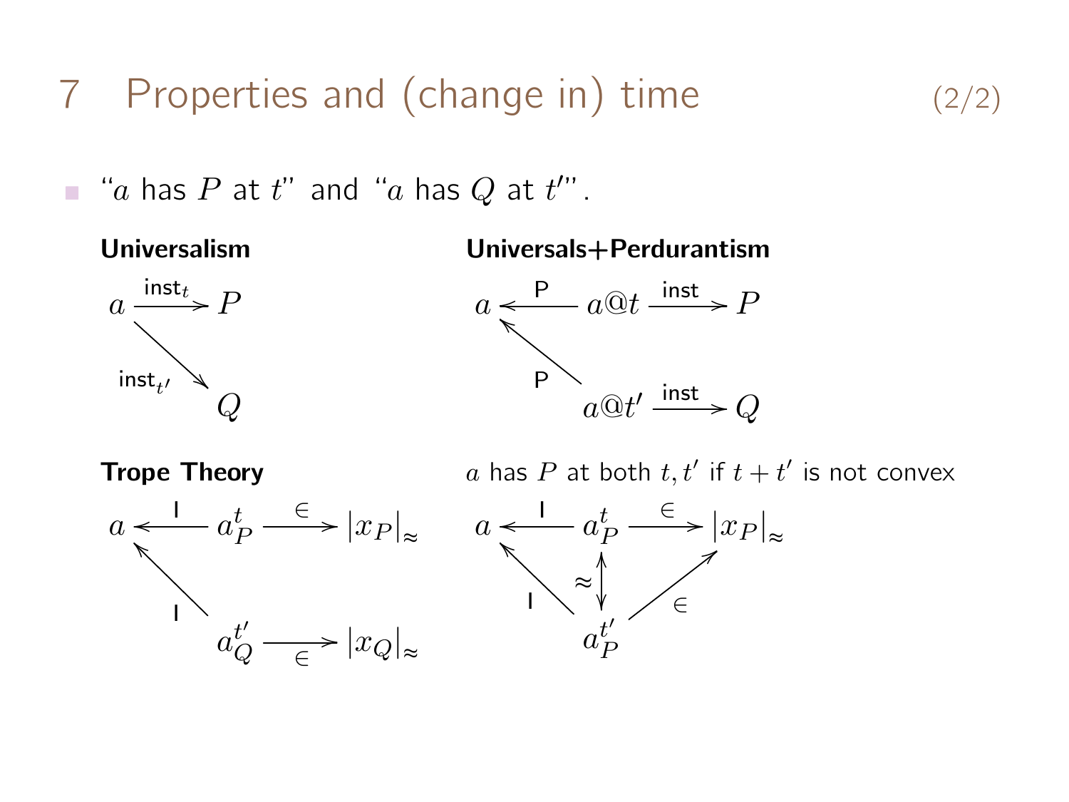# 7 Properties and (change in) time (2/2)

- "$a$ has $P$ at $t$" and "$a$ has $Q$ at $t'$".

**Universalism**

$$a \xrightarrow{\mathsf{inst}_t} P \qquad a \xrightarrow{\mathsf{inst}_{t'}} Q$$

**Universals+Perdurantism**

$$a \xleftarrow{\mathsf{P}} a@t \xrightarrow{\mathsf{inst}} P \qquad a \xleftarrow{\mathsf{P}} a@t' \xrightarrow{\mathsf{inst}} Q$$

**Trope Theory**

$$a \xleftarrow{\mathsf{I}} a_P^t \xrightarrow{\in} |x_P|_\approx \qquad a \xleftarrow{\mathsf{I}} a_Q^{t'} \xrightarrow{\in} |x_Q|_\approx$$

$a$ has $P$ at both $t, t'$ if $t + t'$ is not convex

$$a \xleftarrow{\mathsf{I}} a_P^t \xrightarrow{\in} |x_P|_\approx \qquad a \xleftarrow{\mathsf{I}} a_P^{t'} \xrightarrow{\in} |x_P|_\approx \qquad a_P^t \overset{\approx}{\longleftrightarrow} a_P^{t'}$$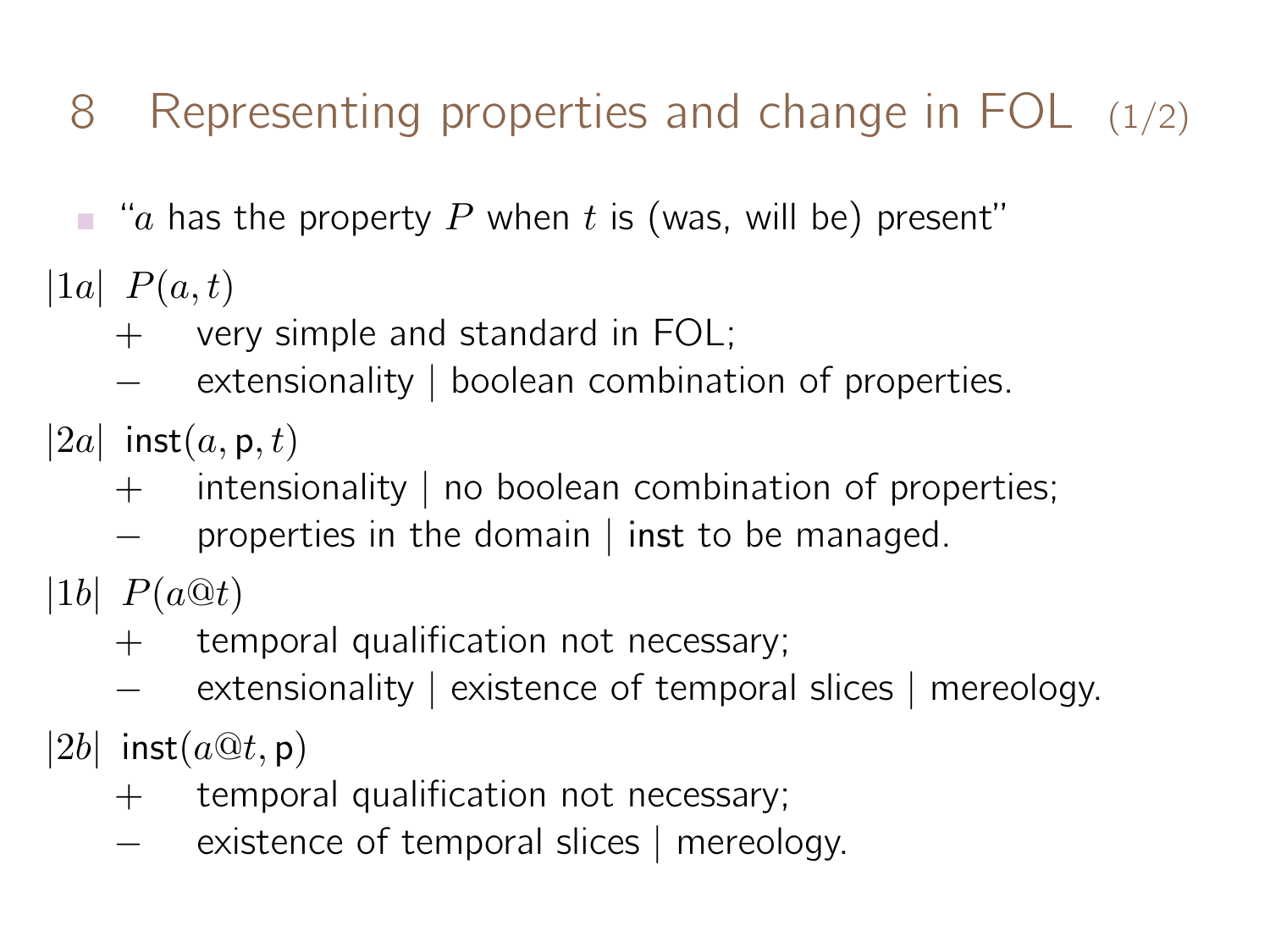## 8 Representing properties and change in FOL (1/2)

- "$a$ has the property $P$ when $t$ is (was, will be) present"

$|1a|$ $P(a, t)$

- $+$ very simple and standard in FOL;
- $-$ extensionality | boolean combination of properties.

$|2a|$ $\mathsf{inst}(a, \mathsf{p}, t)$

- $+$ intensionality | no boolean combination of properties;
- $-$ properties in the domain | inst to be managed.

$|1b|$ $P(a@t)$

- $+$ temporal qualification not necessary;
- $-$ extensionality | existence of temporal slices | mereology.

$|2b|$ $\mathsf{inst}(a@t, \mathsf{p})$

- $+$ temporal qualification not necessary;
- $-$ existence of temporal slices | mereology.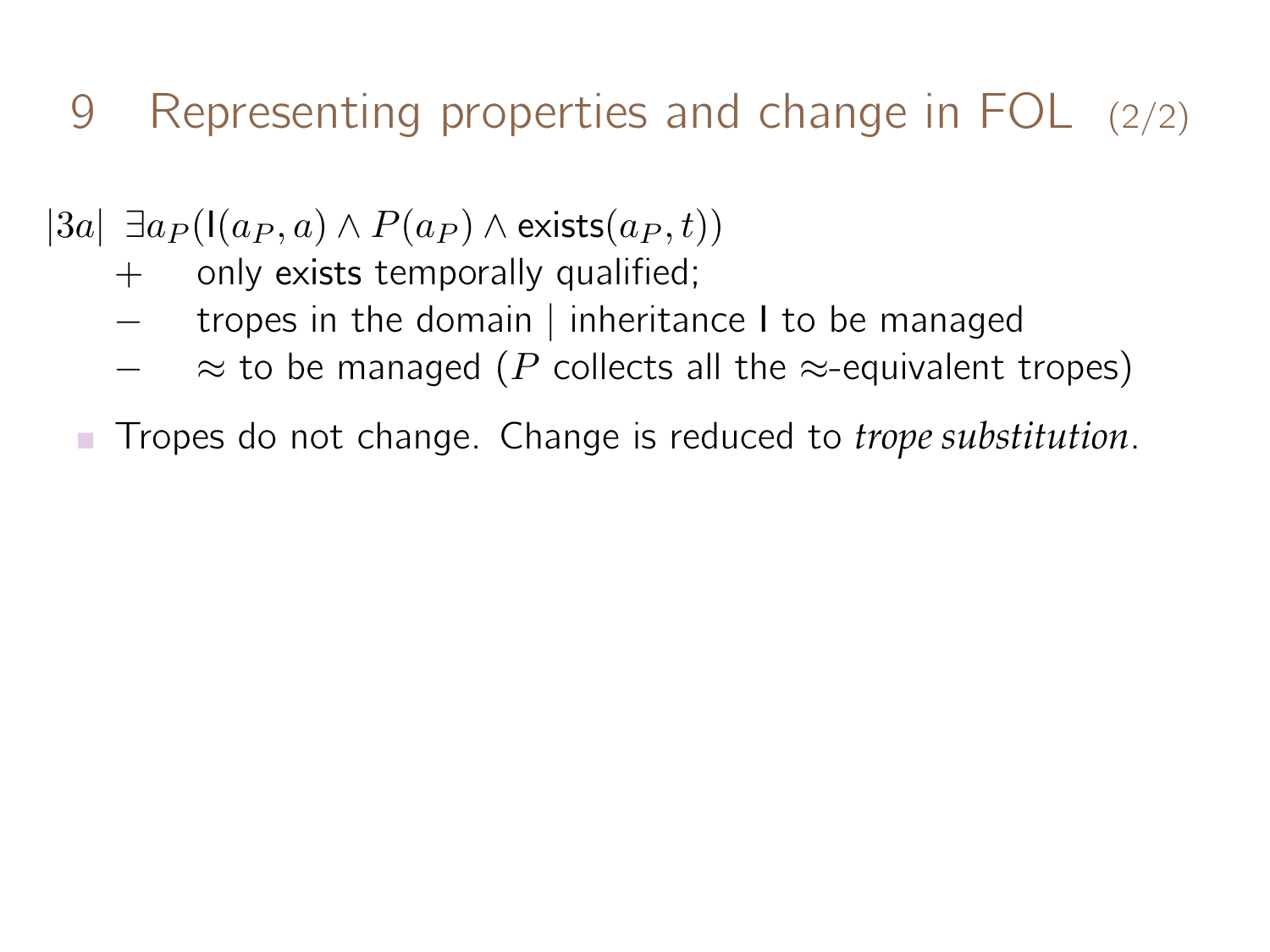# 9 Representing properties and change in FOL (2/2)

$|3a|$ $\exists a_P(\mathsf{I}(a_P, a) \wedge P(a_P) \wedge \mathsf{exists}(a_P, t))$

- $+$ only exists temporally qualified;
- $-$ tropes in the domain | inheritance I to be managed
- $-$ $\approx$ to be managed ($P$ collects all the $\approx$-equivalent tropes)

- Tropes do not change. Change is reduced to *trope substitution*.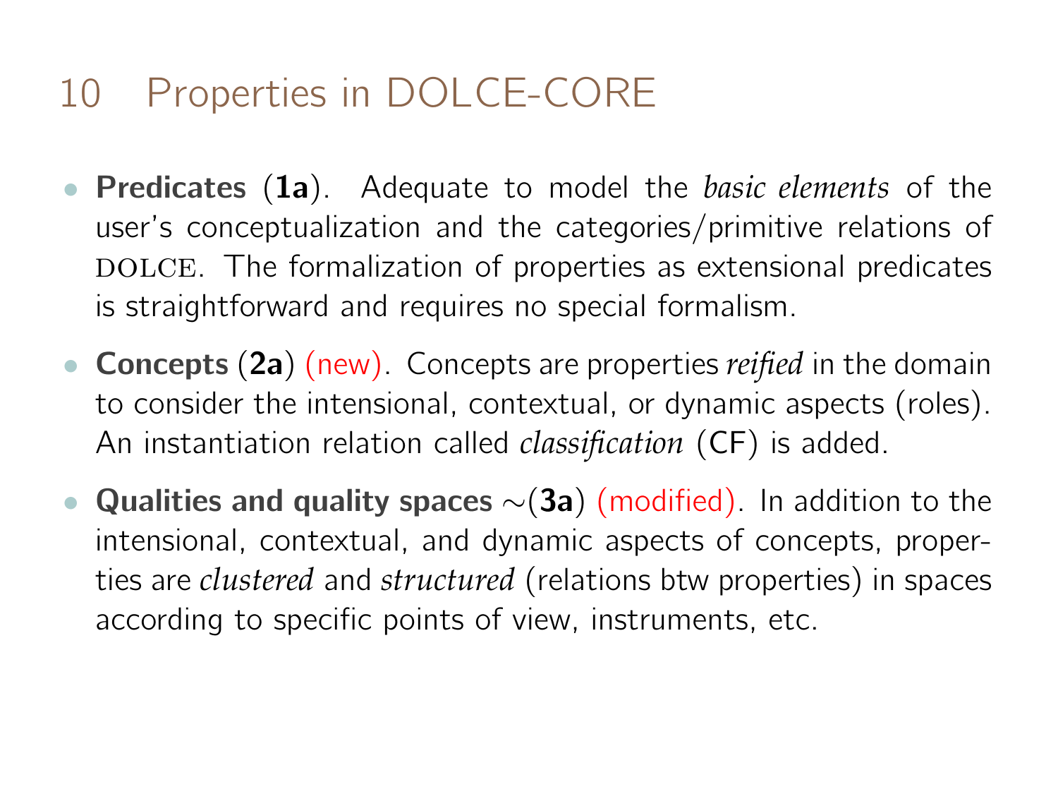# 10 Properties in DOLCE-CORE

- **Predicates** (**1a**). Adequate to model the *basic elements* of the user's conceptualization and the categories/primitive relations of DOLCE. The formalization of properties as extensional predicates is straightforward and requires no special formalism.
- **Concepts** (**2a**) (new). Concepts are properties *reified* in the domain to consider the intensional, contextual, or dynamic aspects (roles). An instantiation relation called *classification* (CF) is added.
- **Qualities and quality spaces** $\sim$(**3a**) (modified). In addition to the intensional, contextual, and dynamic aspects of concepts, properties are *clustered* and *structured* (relations btw properties) in spaces according to specific points of view, instruments, etc.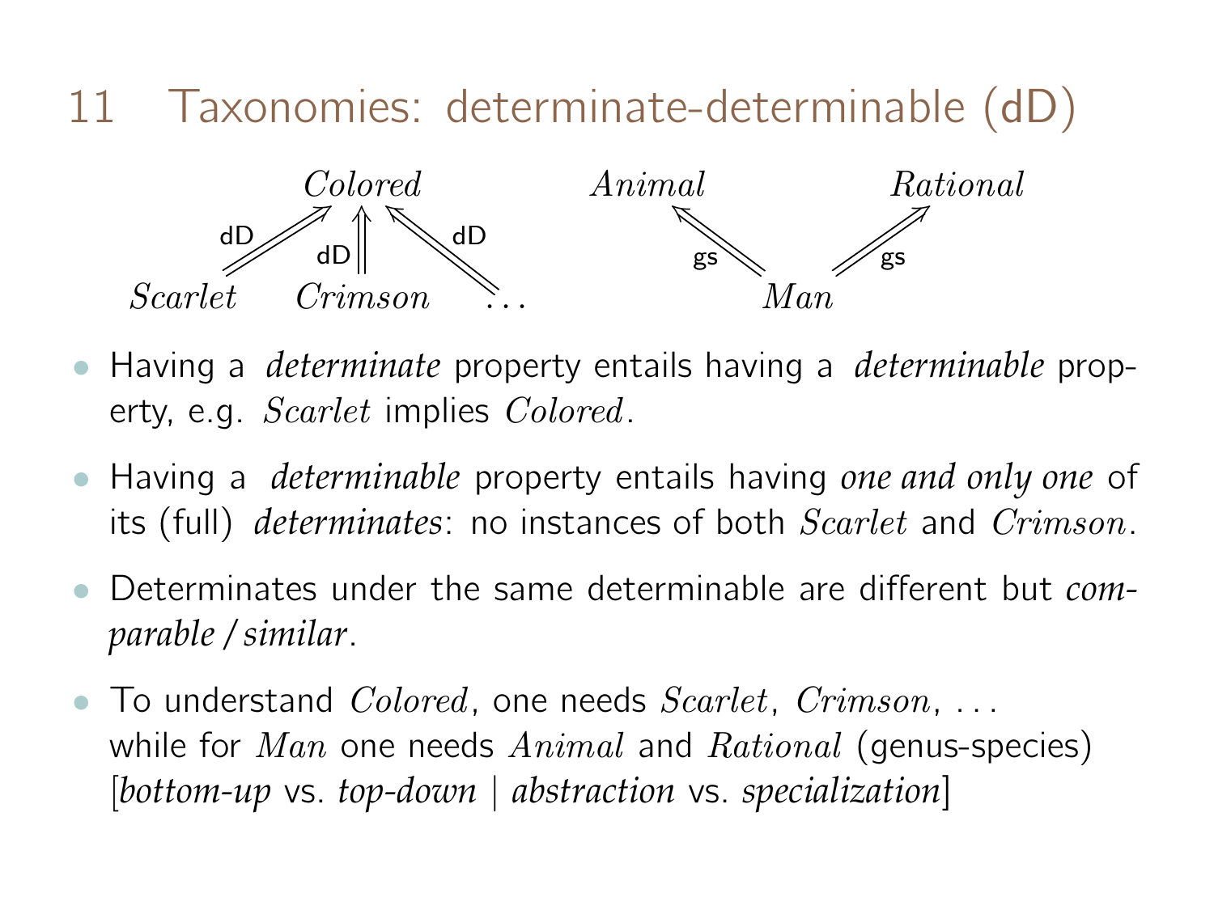# 11 Taxonomies: determinate-determinable (dD)

*Colored* ⇐dD *Scarlet*, *Colored* ⇐dD *Crimson*, *Colored* ⇐dD . . .

*Animal* ⇐gs *Man* ⇒gs *Rational*

- Having a *determinate* property entails having a *determinable* property, e.g. *Scarlet* implies *Colored*.
- Having a *determinable* property entails having *one and only one* of its (full) *determinates*: no instances of both *Scarlet* and *Crimson*.
- Determinates under the same determinable are different but *comparable / similar*.
- To understand *Colored*, one needs *Scarlet*, *Crimson*, . . . while for *Man* one needs *Animal* and *Rational* (genus-species) [*bottom-up* vs. *top-down* | *abstraction* vs. *specialization*]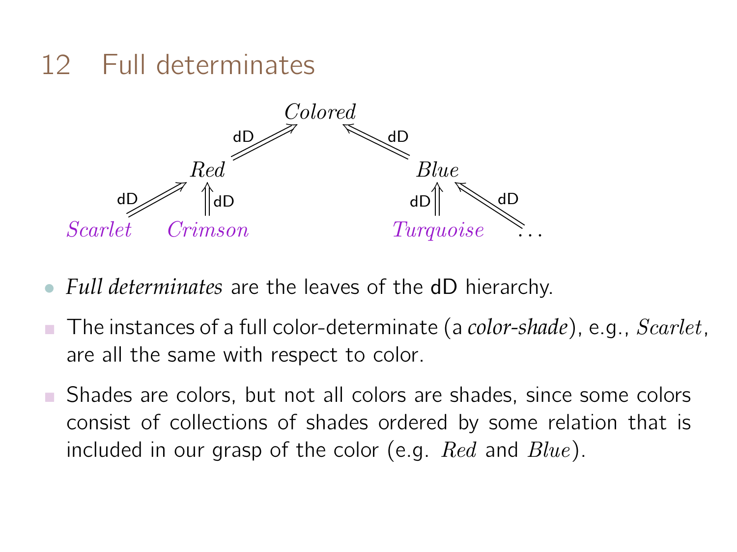## 12 Full determinates

$$
\begin{array}{ccccccc}
 & & & \textit{Colored} & & & \\
 & & \overset{\text{dD}}{\nearrow} & & \overset{\text{dD}}{\nwarrow} & & \\
 & \textit{Red} & & & & \textit{Blue} & \\
\overset{\text{dD}}{\nearrow} & \Uparrow \text{dD} & & & & \text{dD} \Uparrow & \overset{\text{dD}}{\nwarrow} \\
\textit{Scarlet} & \textit{Crimson} & & & & \textit{Turquoise} & \ldots
\end{array}
$$

- *Full determinates* are the leaves of the dD hierarchy.
  - The instances of a full color-determinate (a *color-shade*), e.g., *Scarlet*, are all the same with respect to color.
  - Shades are colors, but not all colors are shades, since some colors consist of collections of shades ordered by some relation that is included in our grasp of the color (e.g. *Red* and *Blue*).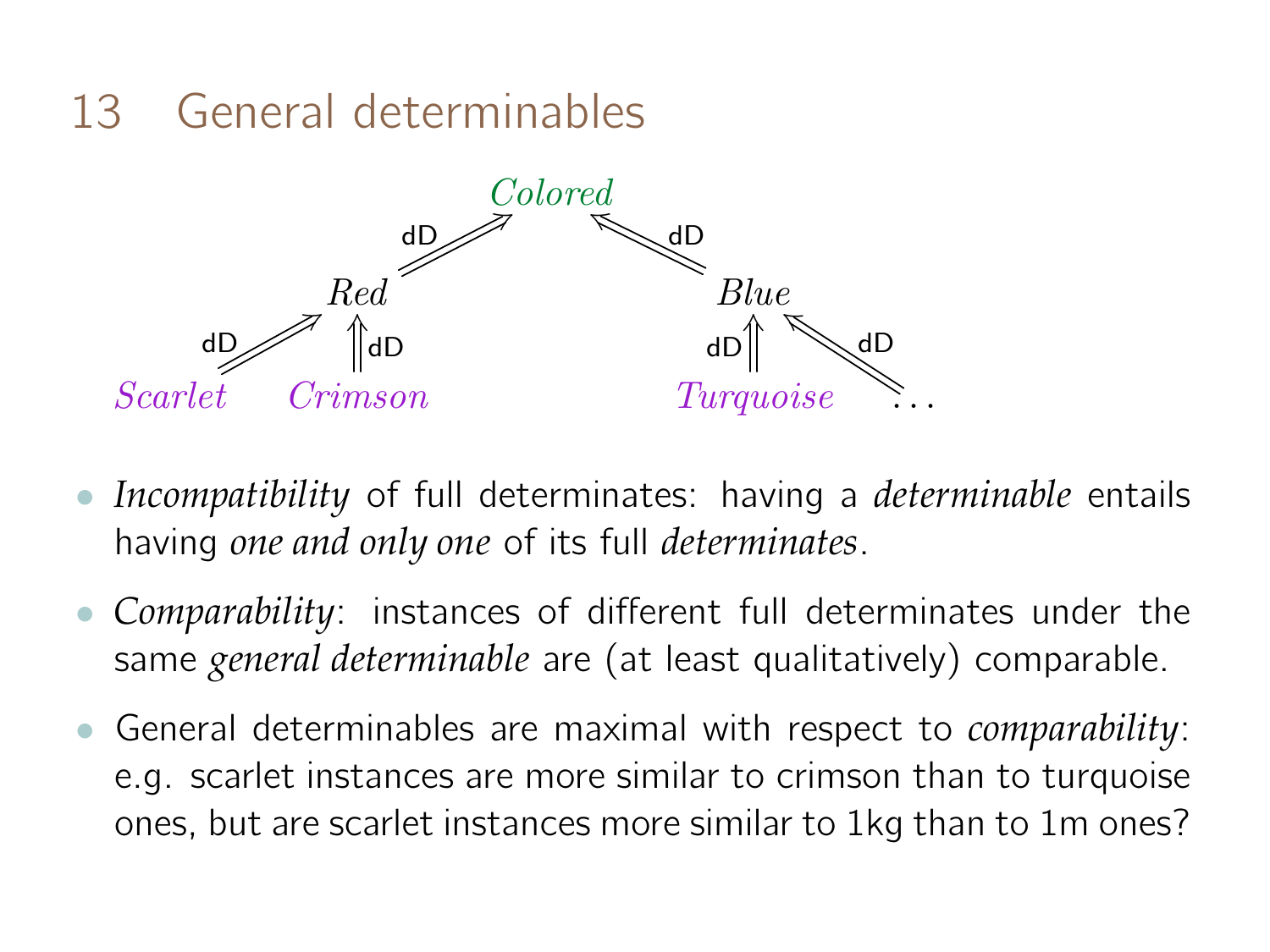# 13 General determinables

*Colored*

dD — *Red* ⇒ *Colored*; dD — *Blue* ⇒ *Colored*

dD — *Scarlet* ⇒ *Red*; dD — *Crimson* ⇒ *Red*

dD — *Turquoise* ⇒ *Blue*; dD — ... ⇒ *Blue*

- *Incompatibility* of full determinates: having a *determinable* entails having *one and only one* of its full *determinates*.
- *Comparability*: instances of different full determinates under the same *general determinable* are (at least qualitatively) comparable.
- General determinables are maximal with respect to *comparability*: e.g. scarlet instances are more similar to crimson than to turquoise ones, but are scarlet instances more similar to 1kg than to 1m ones?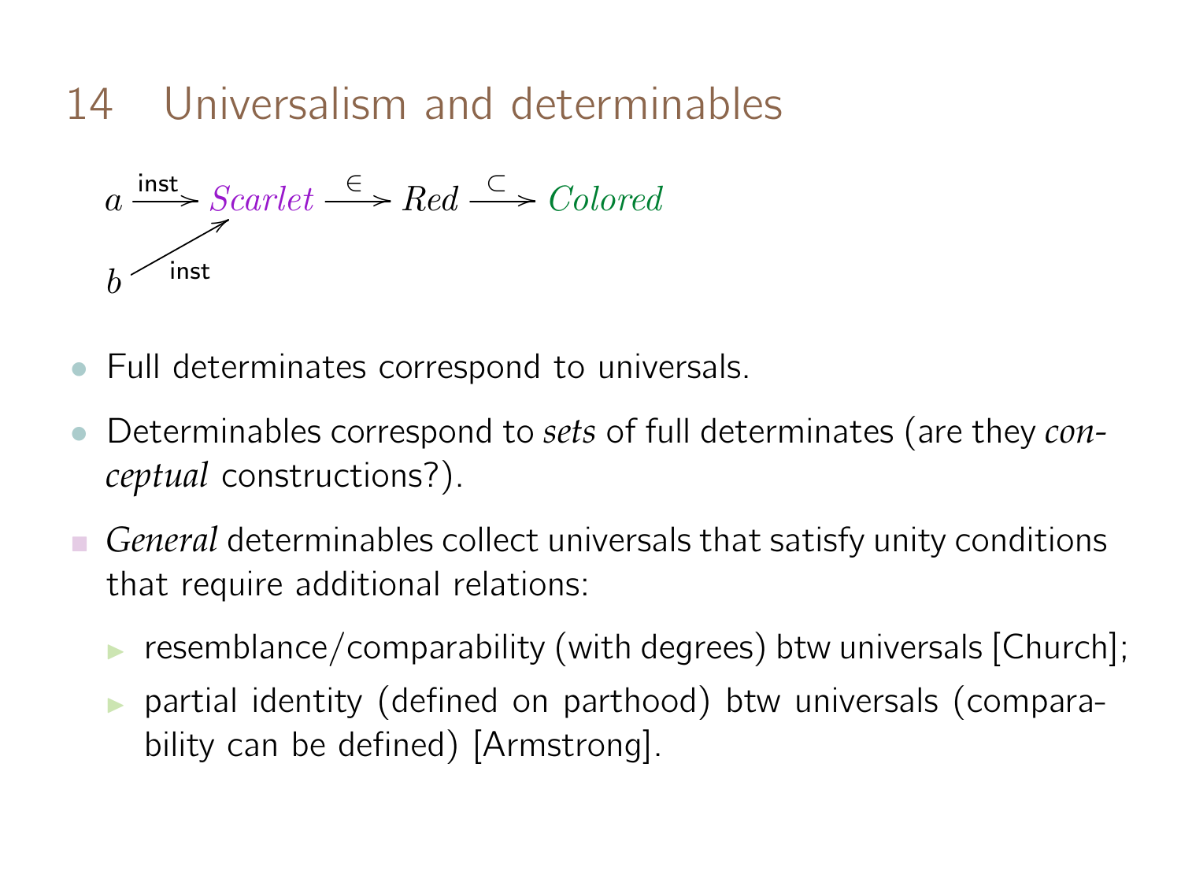## 14 Universalism and determinables

$$a \xrightarrow{\text{inst}} \textit{Scarlet} \xrightarrow{\in} \textit{Red} \xrightarrow{\subset} \textit{Colored}$$

$$b \xrightarrow{\text{inst}} \textit{Scarlet}$$

- Full determinates correspond to universals.
- Determinables correspond to *sets* of full determinates (are they *conceptual* constructions?).
- *General* determinables collect universals that satisfy unity conditions that require additional relations:
  - resemblance/comparability (with degrees) btw universals [Church];
  - partial identity (defined on parthood) btw universals (comparability can be defined) [Armstrong].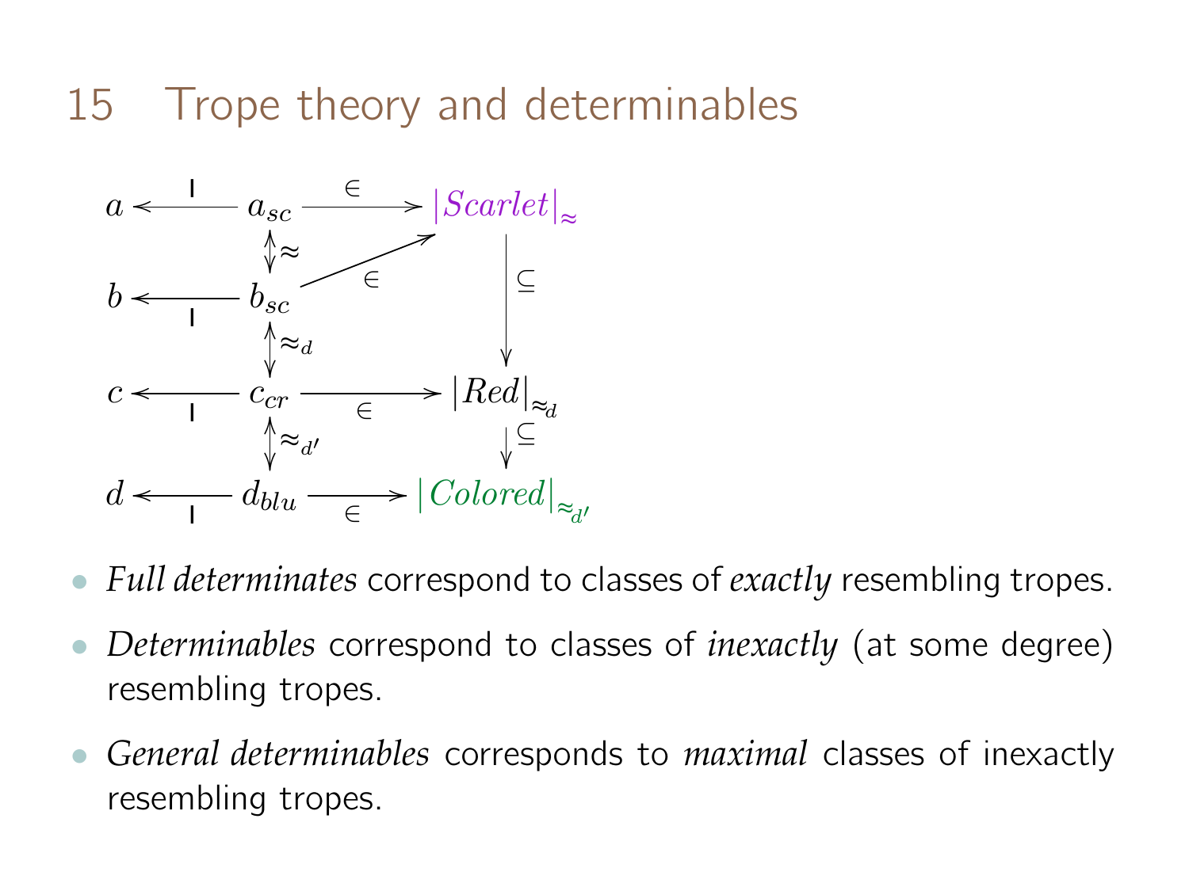## 15 Trope theory and determinables

$$
\begin{array}{ccccc}
a & \xleftarrow{\;\mathsf{I}\;} & a_{sc} & \xrightarrow{\;\in\;} & |Scarlet|_{\approx} \\
 & & \updownarrow \approx & \nearrow \in & \downarrow \subseteq \\
b & \xleftarrow{\;\mathsf{I}\;} & b_{sc} & & \\
 & & \updownarrow \approx_{d} & & \\
c & \xleftarrow{\;\mathsf{I}\;} & c_{cr} & \xrightarrow{\;\in\;} & |Red|_{\approx_d} \\
 & & \updownarrow \approx_{d'} & & \downarrow \subseteq \\
d & \xleftarrow{\;\mathsf{I}\;} & d_{blu} & \xrightarrow{\;\in\;} & |Colored|_{\approx_{d'}}
\end{array}
$$

- *Full determinates* correspond to classes of *exactly* resembling tropes.
- *Determinables* correspond to classes of *inexactly* (at some degree) resembling tropes.
- *General determinables* corresponds to *maximal* classes of inexactly resembling tropes.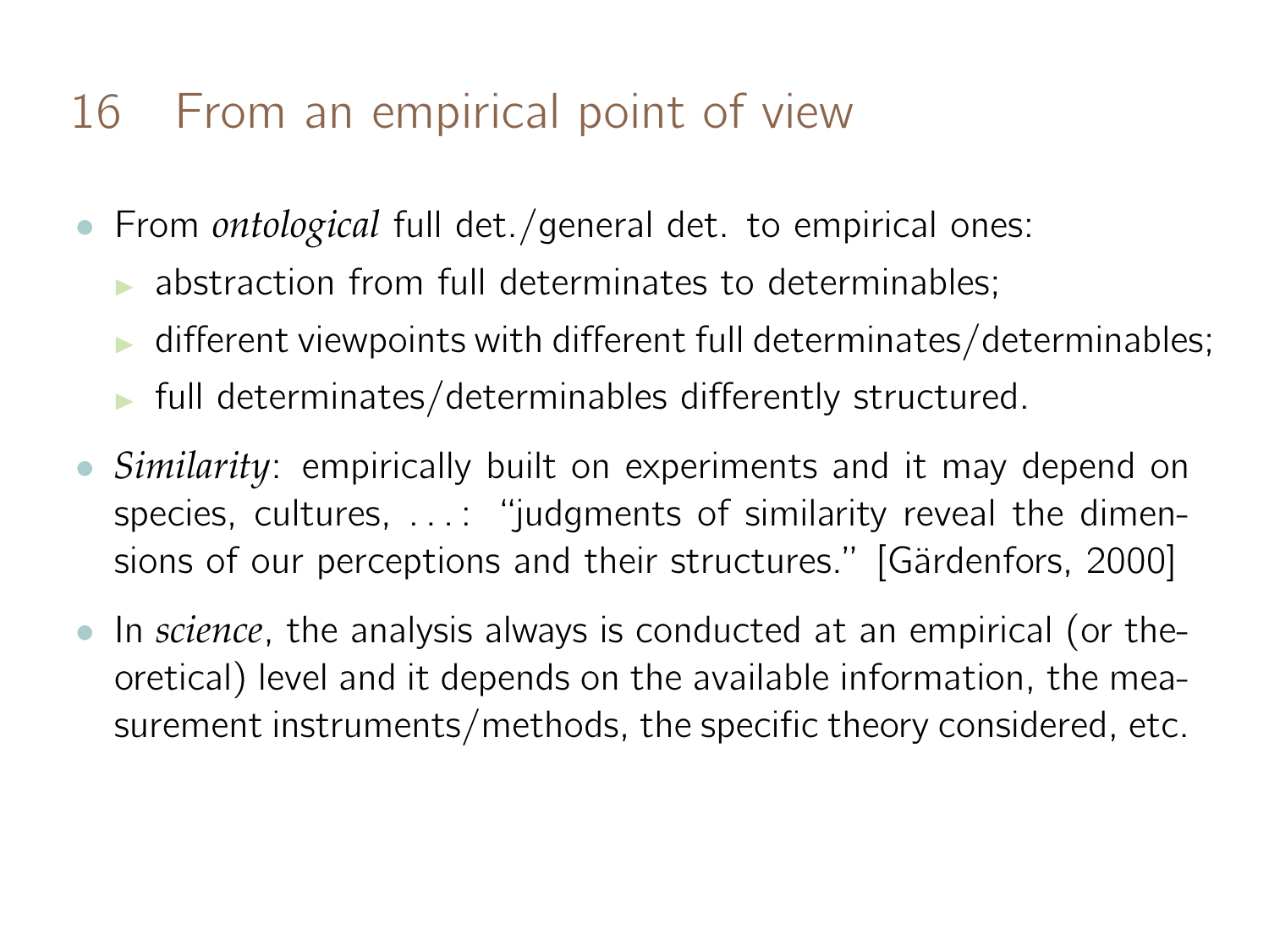# 16 From an empirical point of view

- From *ontological* full det./general det. to empirical ones:
  - abstraction from full determinates to determinables;
  - different viewpoints with different full determinates/determinables;
  - full determinates/determinables differently structured.
- *Similarity*: empirically built on experiments and it may depend on species, cultures, . . . : "judgments of similarity reveal the dimensions of our perceptions and their structures." [Gärdenfors, 2000]
- In *science*, the analysis always is conducted at an empirical (or theoretical) level and it depends on the available information, the measurement instruments/methods, the specific theory considered, etc.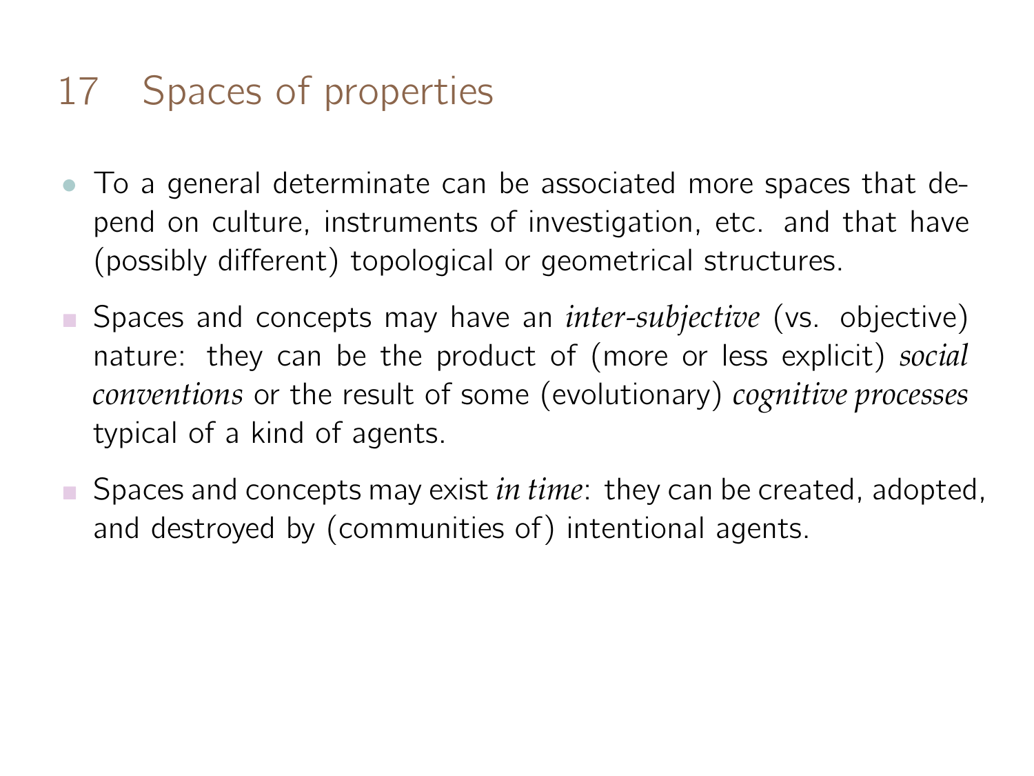# 17 Spaces of properties

- To a general determinate can be associated more spaces that depend on culture, instruments of investigation, etc. and that have (possibly different) topological or geometrical structures.
  - Spaces and concepts may have an *inter-subjective* (vs. objective) nature: they can be the product of (more or less explicit) *social conventions* or the result of some (evolutionary) *cognitive processes* typical of a kind of agents.
  - Spaces and concepts may exist *in time*: they can be created, adopted, and destroyed by (communities of) intentional agents.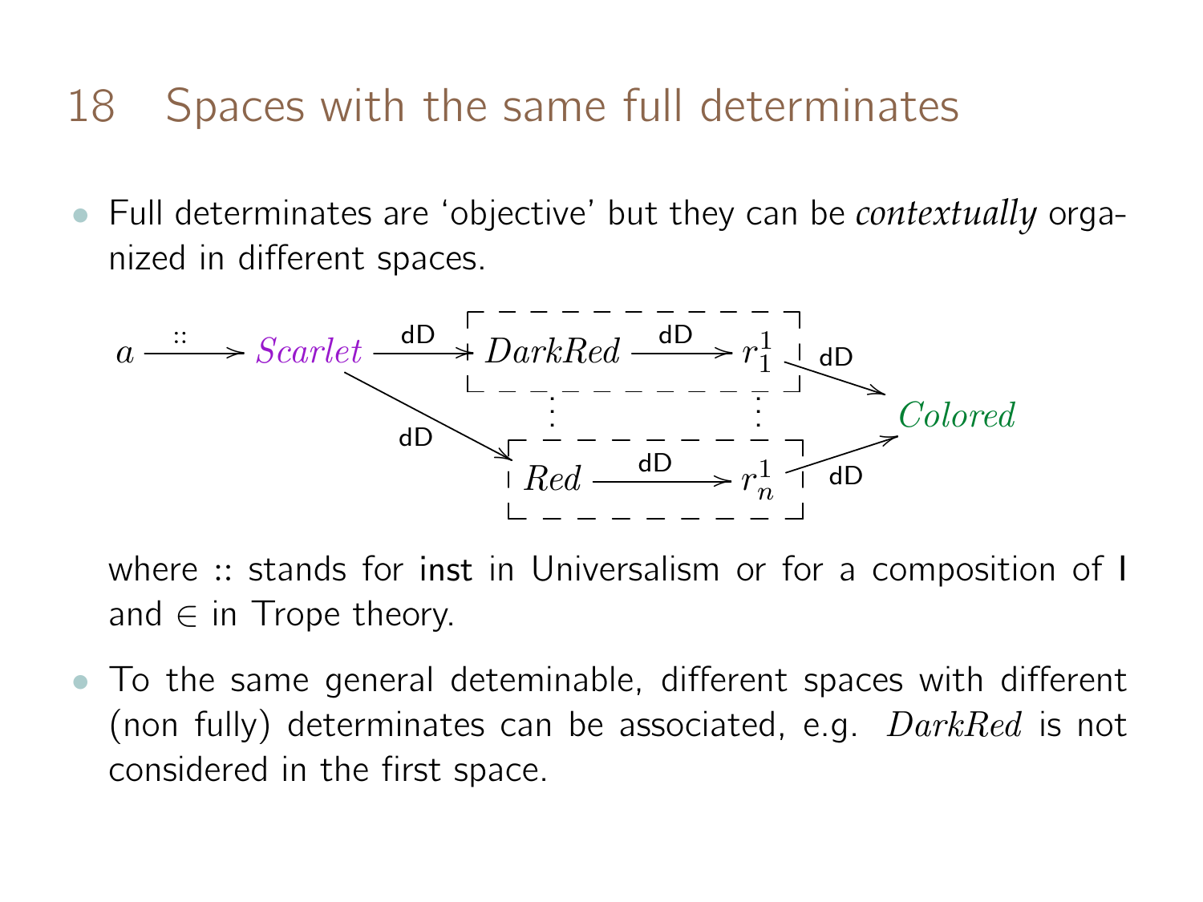## 18 Spaces with the same full determinates

- Full determinates are 'objective' but they can be *contextually* organized in different spaces.

$$
\begin{array}{ccccccc}
a & \xrightarrow{::} & \textit{Scarlet} & \xrightarrow{\mathsf{dD}} & \boxed{\textit{DarkRed} \xrightarrow{\mathsf{dD}} r^1_1} & \xrightarrow{\mathsf{dD}} & \\
 & & & & \vdots \quad\quad \vdots & & \textit{Colored} \\
 & & & \searrow^{\mathsf{dD}} & \boxed{\textit{Red} \xrightarrow{\mathsf{dD}} r^1_n} & \xrightarrow{\mathsf{dD}} &
\end{array}
$$

  where :: stands for inst in Universalism or for a composition of I and $\in$ in Trope theory.

- To the same general deteminable, different spaces with different (non fully) determinates can be associated, e.g. $\textit{DarkRed}$ is not considered in the first space.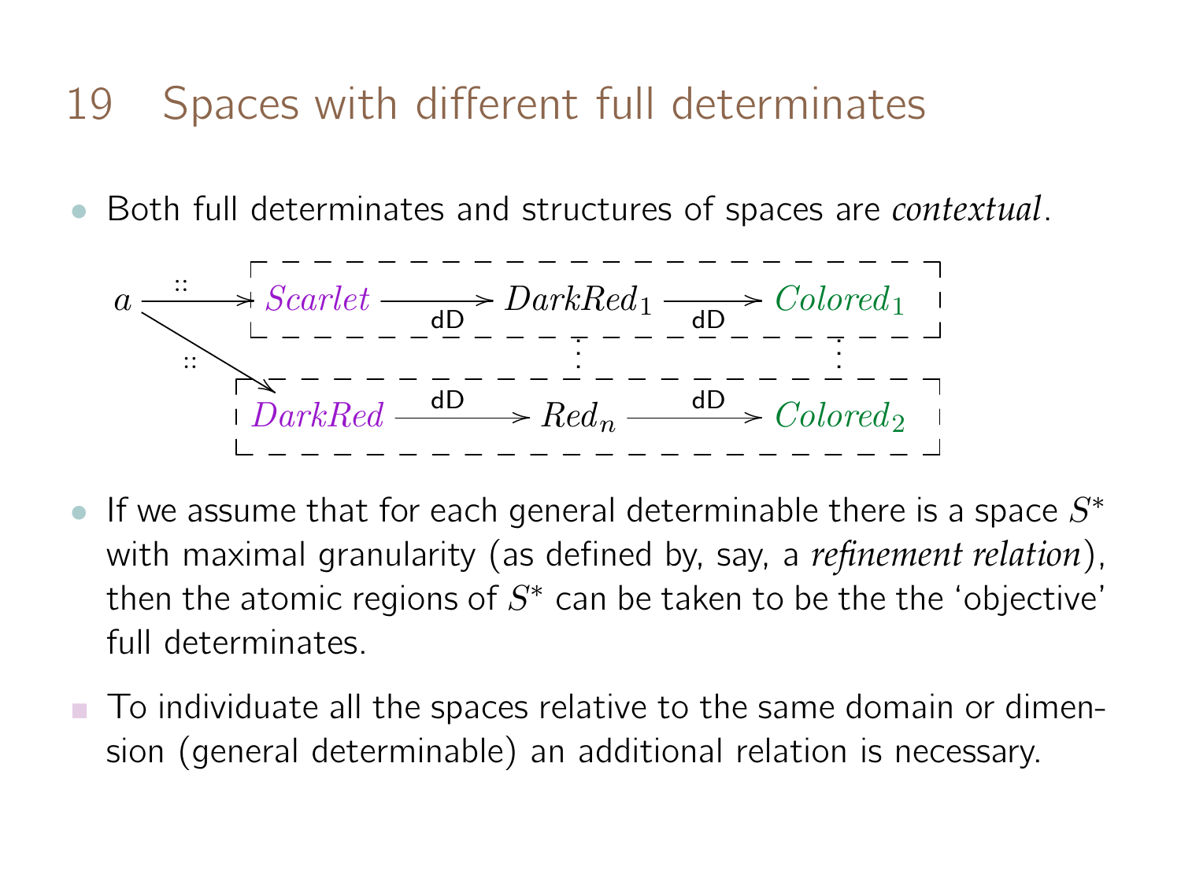# 19 Spaces with different full determinates

- Both full determinates and structures of spaces are *contextual*.

$$
\begin{array}{l}
a \xrightarrow{::} \boxed{Scarlet \xrightarrow{\text{dD}} DarkRed_1 \xrightarrow{\text{dD}} Colored_1} \\
a \xrightarrow{::} \boxed{DarkRed \xrightarrow{\text{dD}} Red_n \xrightarrow{\text{dD}} Colored_2}
\end{array}
$$

- If we assume that for each general determinable there is a space $S^*$ with maximal granularity (as defined by, say, a *refinement relation*), then the atomic regions of $S^*$ can be taken to be the the 'objective' full determinates.

- To individuate all the spaces relative to the same domain or dimension (general determinable) an additional relation is necessary.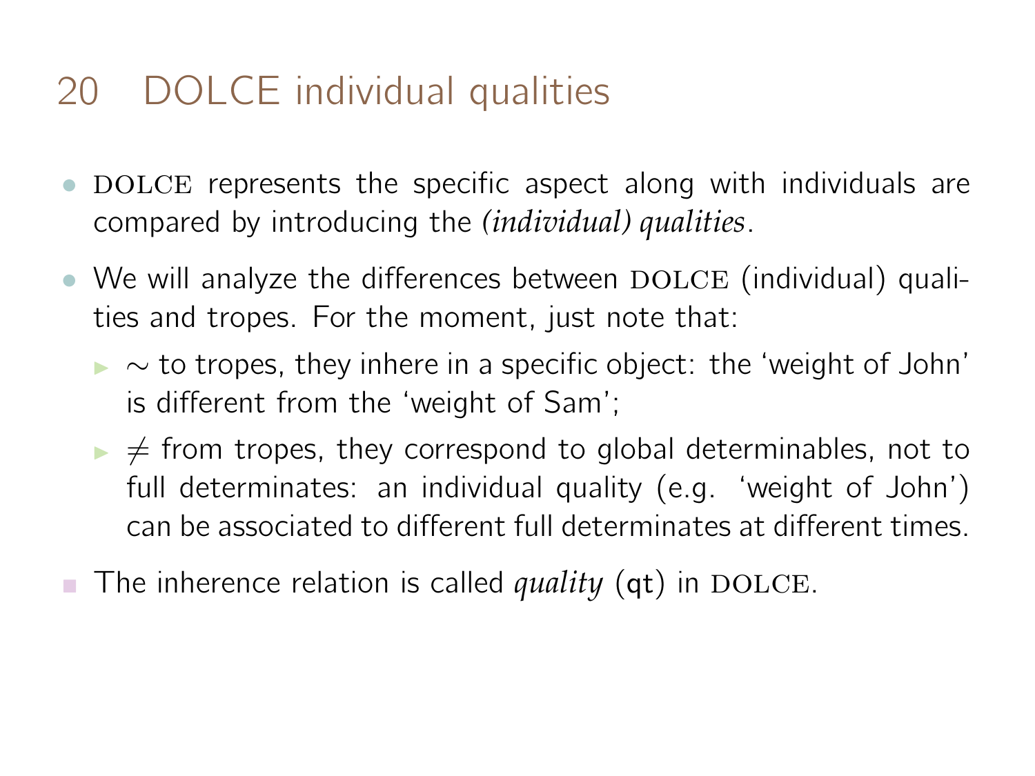# 20 DOLCE individual qualities

- DOLCE represents the specific aspect along with individuals are compared by introducing the *(individual) qualities*.
- We will analyze the differences between DOLCE (individual) qualities and tropes. For the moment, just note that:
  - $\sim$ to tropes, they inhere in a specific object: the 'weight of John' is different from the 'weight of Sam';
  - $\neq$ from tropes, they correspond to global determinables, not to full determinates: an individual quality (e.g. 'weight of John') can be associated to different full determinates at different times.
- The inherence relation is called *quality* (qt) in DOLCE.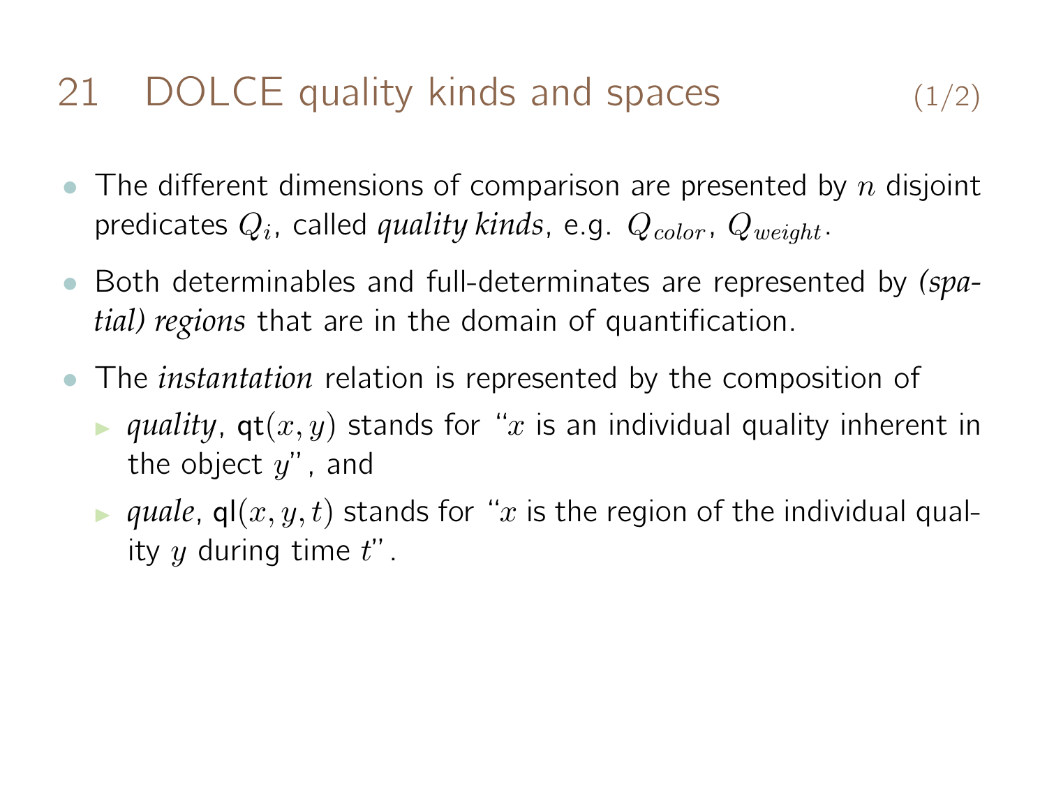## 21 DOLCE quality kinds and spaces (1/2)

- The different dimensions of comparison are presented by $n$ disjoint predicates $Q_i$, called *quality kinds*, e.g. $Q_{color}$, $Q_{weight}$.
- Both determinables and full-determinates are represented by *(spatial) regions* that are in the domain of quantification.
- The *instantation* relation is represented by the composition of
  - *quality*, $\mathsf{qt}(x, y)$ stands for "$x$ is an individual quality inherent in the object $y$", and
  - *quale*, $\mathsf{ql}(x, y, t)$ stands for "$x$ is the region of the individual quality $y$ during time $t$".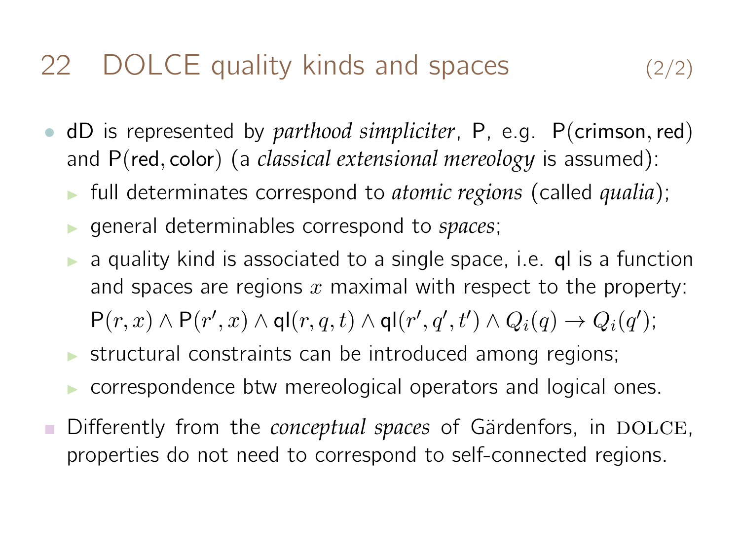## 22 DOLCE quality kinds and spaces (2/2)

- dD is represented by *parthood simpliciter*, P, e.g. $\mathsf{P}(\mathsf{crimson}, \mathsf{red})$ and $\mathsf{P}(\mathsf{red}, \mathsf{color})$ (a *classical extensional mereology* is assumed):
  - full determinates correspond to *atomic regions* (called *qualia*);
  - general determinables correspond to *spaces*;
  - a quality kind is associated to a single space, i.e. ql is a function and spaces are regions $x$ maximal with respect to the property: $\mathsf{P}(r, x) \wedge \mathsf{P}(r', x) \wedge \mathsf{ql}(r, q, t) \wedge \mathsf{ql}(r', q', t') \wedge Q_i(q) \rightarrow Q_i(q')$;
  - structural constraints can be introduced among regions;
  - correspondence btw mereological operators and logical ones.
- Differently from the *conceptual spaces* of Gärdenfors, in DOLCE, properties do not need to correspond to self-connected regions.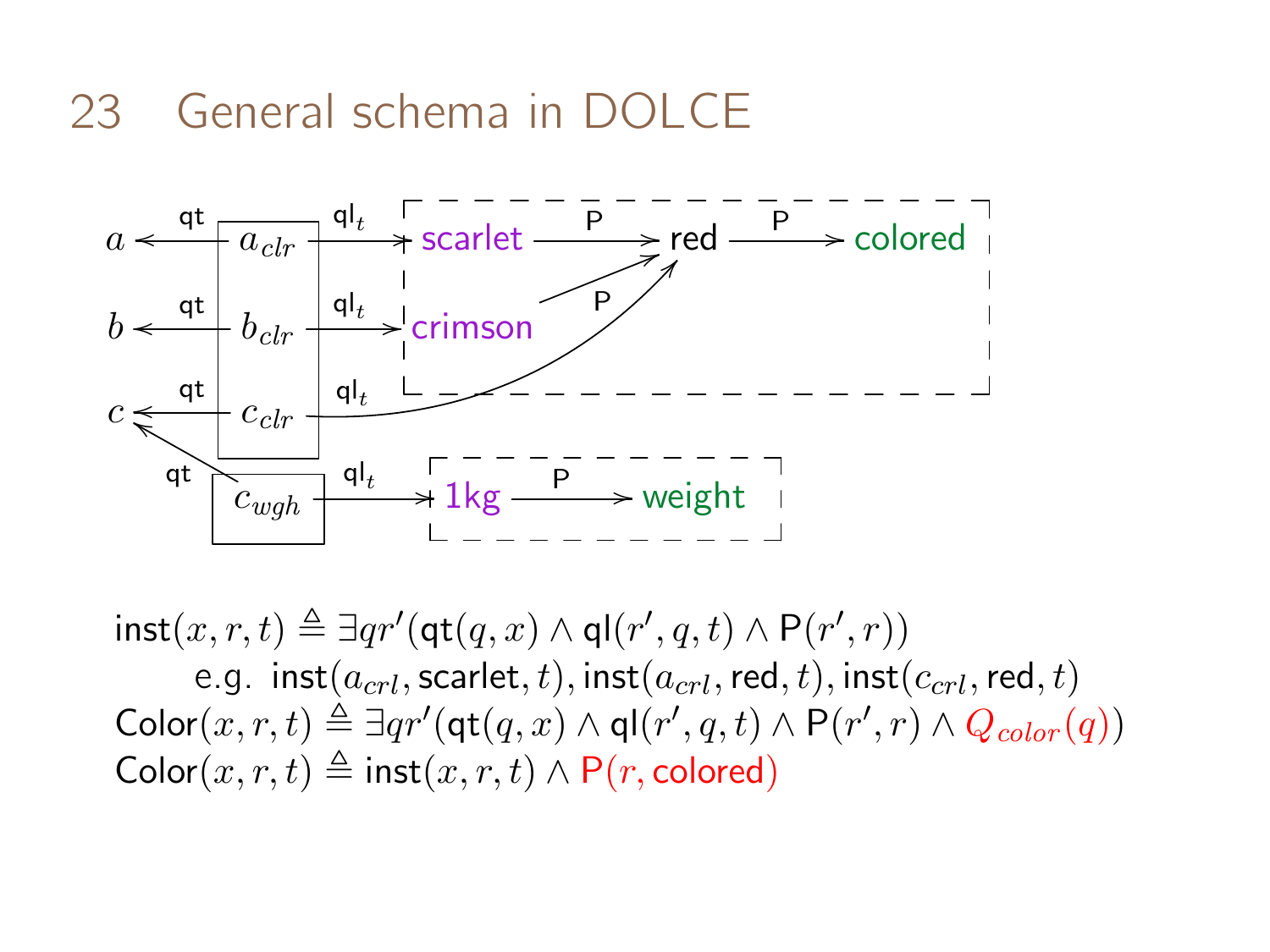# 23 General schema in DOLCE

$\mathsf{inst}(x, r, t) \triangleq \exists q r' (\mathsf{qt}(q, x) \wedge \mathsf{ql}(r', q, t) \wedge \mathsf{P}(r', r))$

e.g. $\mathsf{inst}(a_{crl}, \mathsf{scarlet}, t), \mathsf{inst}(a_{crl}, \mathsf{red}, t), \mathsf{inst}(c_{crl}, \mathsf{red}, t)$

$\mathsf{Color}(x, r, t) \triangleq \exists q r' (\mathsf{qt}(q, x) \wedge \mathsf{ql}(r', q, t) \wedge \mathsf{P}(r', r) \wedge Q_{color}(q))$

$\mathsf{Color}(x, r, t) \triangleq \mathsf{inst}(x, r, t) \wedge \mathsf{P}(r, \mathsf{colored})$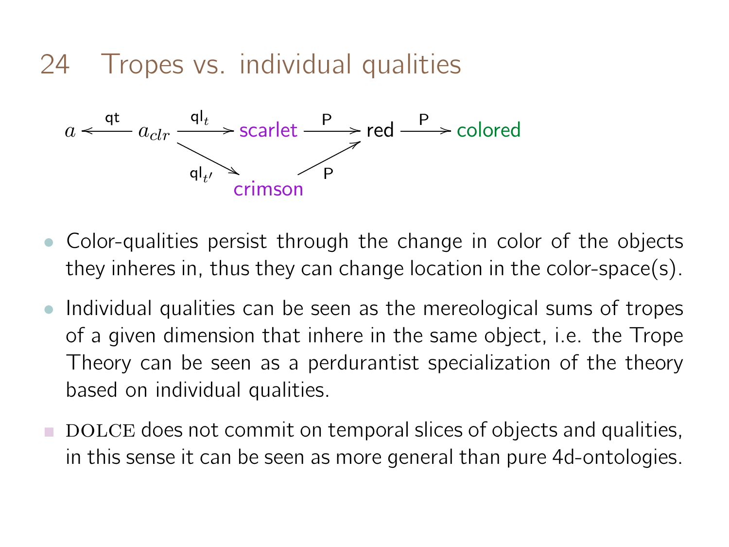# 24 Tropes vs. individual qualities

$$a \xleftarrow{\text{qt}} a_{clr} \xrightarrow{\text{ql}_t} \text{scarlet} \xrightarrow{\text{P}} \text{red} \xrightarrow{\text{P}} \text{colored}$$

$$a_{clr} \xrightarrow{\text{ql}_{t'}} \text{crimson} \xrightarrow{\text{P}} \text{red}$$

- Color-qualities persist through the change in color of the objects they inheres in, thus they can change location in the color-space(s).
- Individual qualities can be seen as the mereological sums of tropes of a given dimension that inhere in the same object, i.e. the Trope Theory can be seen as a perdurantist specialization of the theory based on individual qualities.
- DOLCE does not commit on temporal slices of objects and qualities, in this sense it can be seen as more general than pure 4d-ontologies.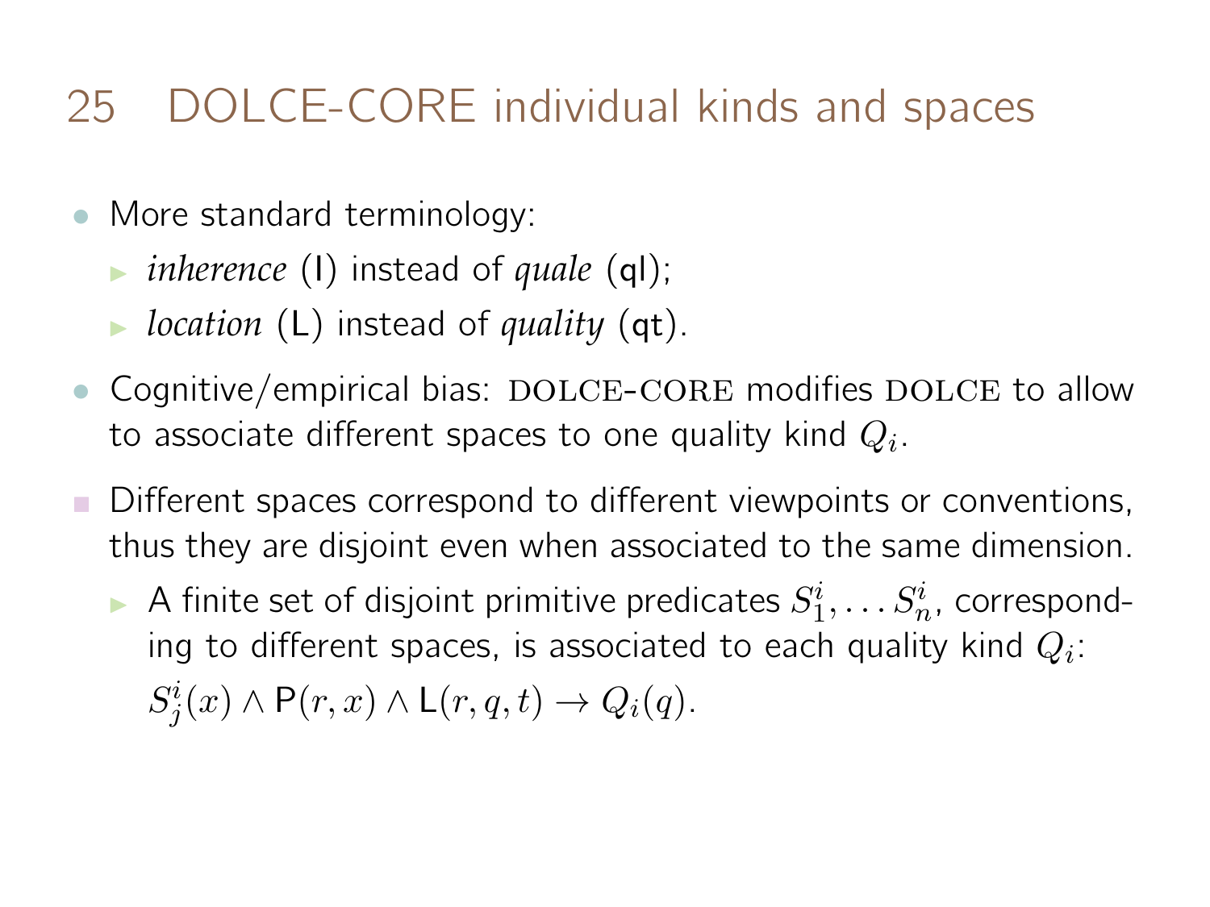# 25 DOLCE-CORE individual kinds and spaces

- More standard terminology:
  - *inherence* (I) instead of *quale* (ql);
  - *location* (L) instead of *quality* (qt).
- Cognitive/empirical bias: DOLCE-CORE modifies DOLCE to allow to associate different spaces to one quality kind $Q_i$.
- Different spaces correspond to different viewpoints or conventions, thus they are disjoint even when associated to the same dimension.
  - A finite set of disjoint primitive predicates $S^i_1, \ldots S^i_n$, corresponding to different spaces, is associated to each quality kind $Q_i$: $S^i_j(x) \wedge \mathsf{P}(r, x) \wedge \mathsf{L}(r, q, t) \rightarrow Q_i(q)$.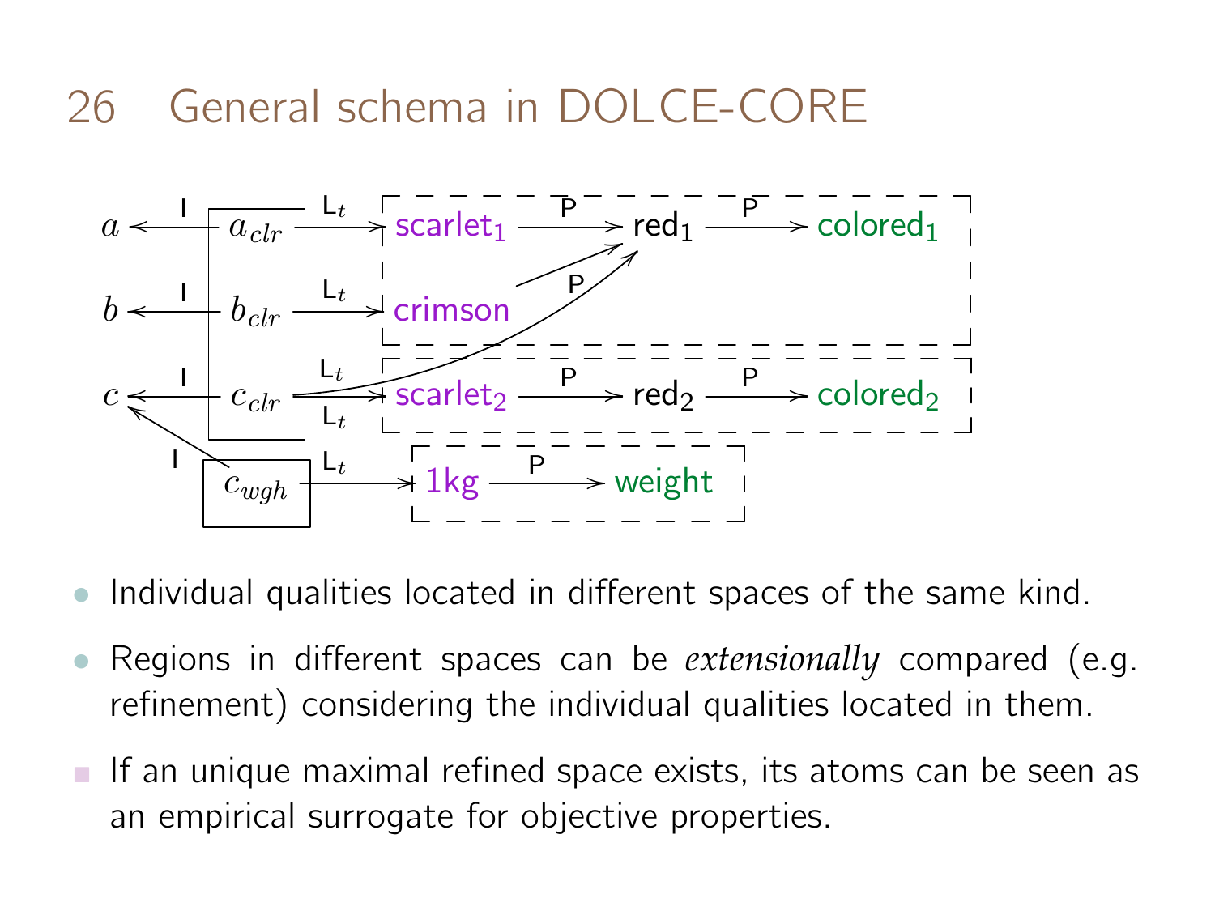# 26 General schema in DOLCE-CORE

- Individual qualities located in different spaces of the same kind.
- Regions in different spaces can be *extensionally* compared (e.g. refinement) considering the individual qualities located in them.
- If an unique maximal refined space exists, its atoms can be seen as an empirical surrogate for objective properties.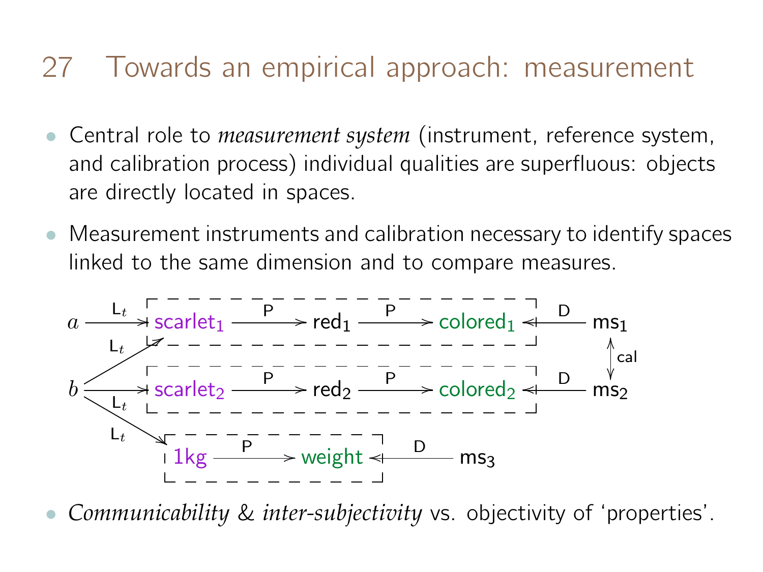# 27 Towards an empirical approach: measurement

- Central role to *measurement system* (instrument, reference system, and calibration process) individual qualities are superfluous: objects are directly located in spaces.
- Measurement instruments and calibration necessary to identify spaces linked to the same dimension and to compare measures.

$a \xrightarrow{L_t}$ [ scarlet$_1$ $\xrightarrow{P}$ red$_1$ $\xrightarrow{P}$ colored$_1$ ] $\xleftarrow{D}$ ms$_1$

$b \xrightarrow{L_t}$ scarlet$_1$

$b \xrightarrow{L_t}$ [ scarlet$_2$ $\xrightarrow{P}$ red$_2$ $\xrightarrow{P}$ colored$_2$ ] $\xleftarrow{D}$ ms$_2$

ms$_1$ $\xleftrightarrow{cal}$ ms$_2$

$b \xrightarrow{L_t}$ [ 1kg $\xrightarrow{P}$ weight ] $\xleftarrow{D}$ ms$_3$

- *Communicability & inter-subjectivity* vs. objectivity of 'properties'.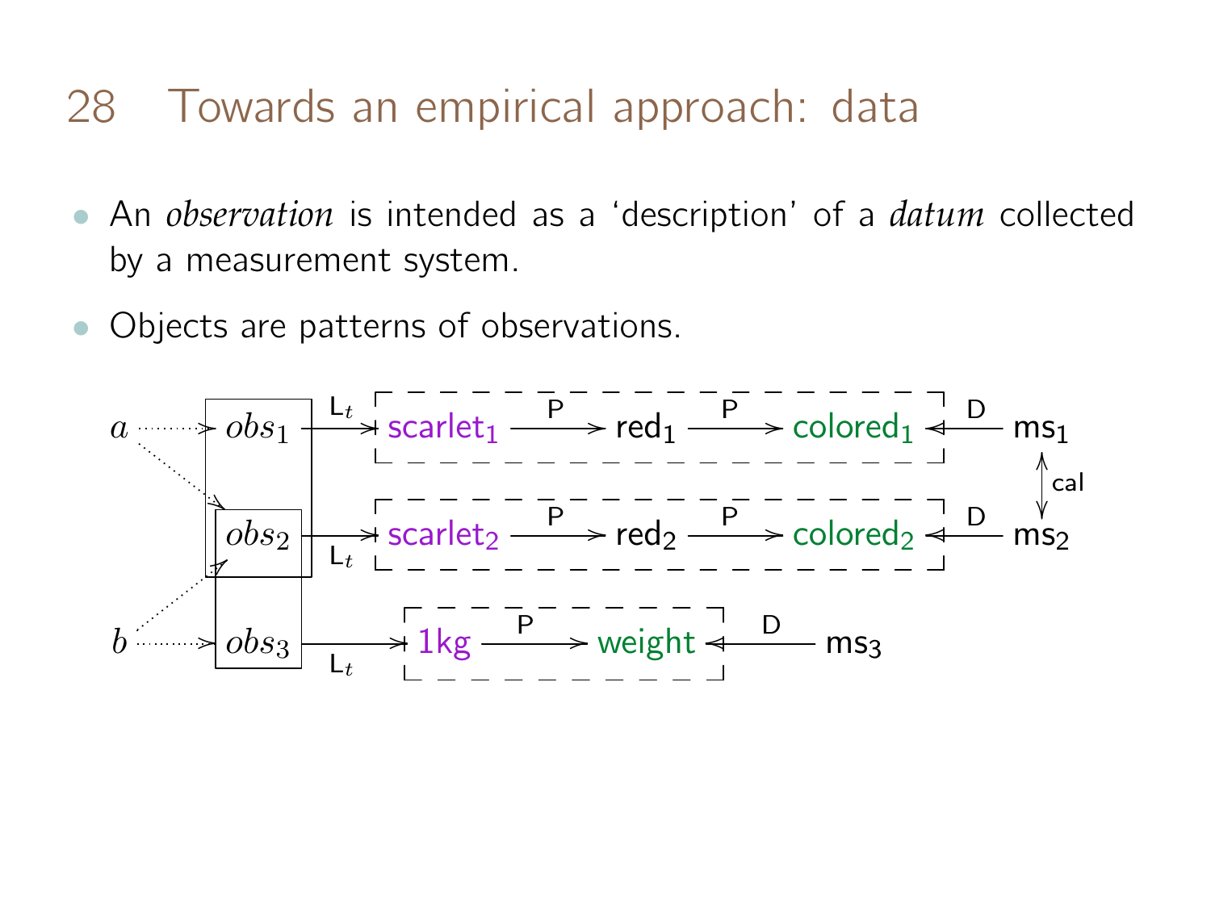# 28 Towards an empirical approach: data

- An *observation* is intended as a 'description' of a *datum* collected by a measurement system.
- Objects are patterns of observations.

$a \dashrightarrow obs_1 \xrightarrow{L_t}$ scarlet$_1$ $\xrightarrow{P}$ red$_1$ $\xrightarrow{P}$ colored$_1$ $\xleftarrow{D}$ ms$_1$

$a \dashrightarrow obs_2 \xrightarrow{L_t}$ scarlet$_2$ $\xrightarrow{P}$ red$_2$ $\xrightarrow{P}$ colored$_2$ $\xleftarrow{D}$ ms$_2$

ms$_1$ $\xleftrightarrow{cal}$ ms$_2$

$b \dashrightarrow obs_2$

$b \dashrightarrow obs_3 \xrightarrow{L_t}$ 1kg $\xrightarrow{P}$ weight $\xleftarrow{D}$ ms$_3$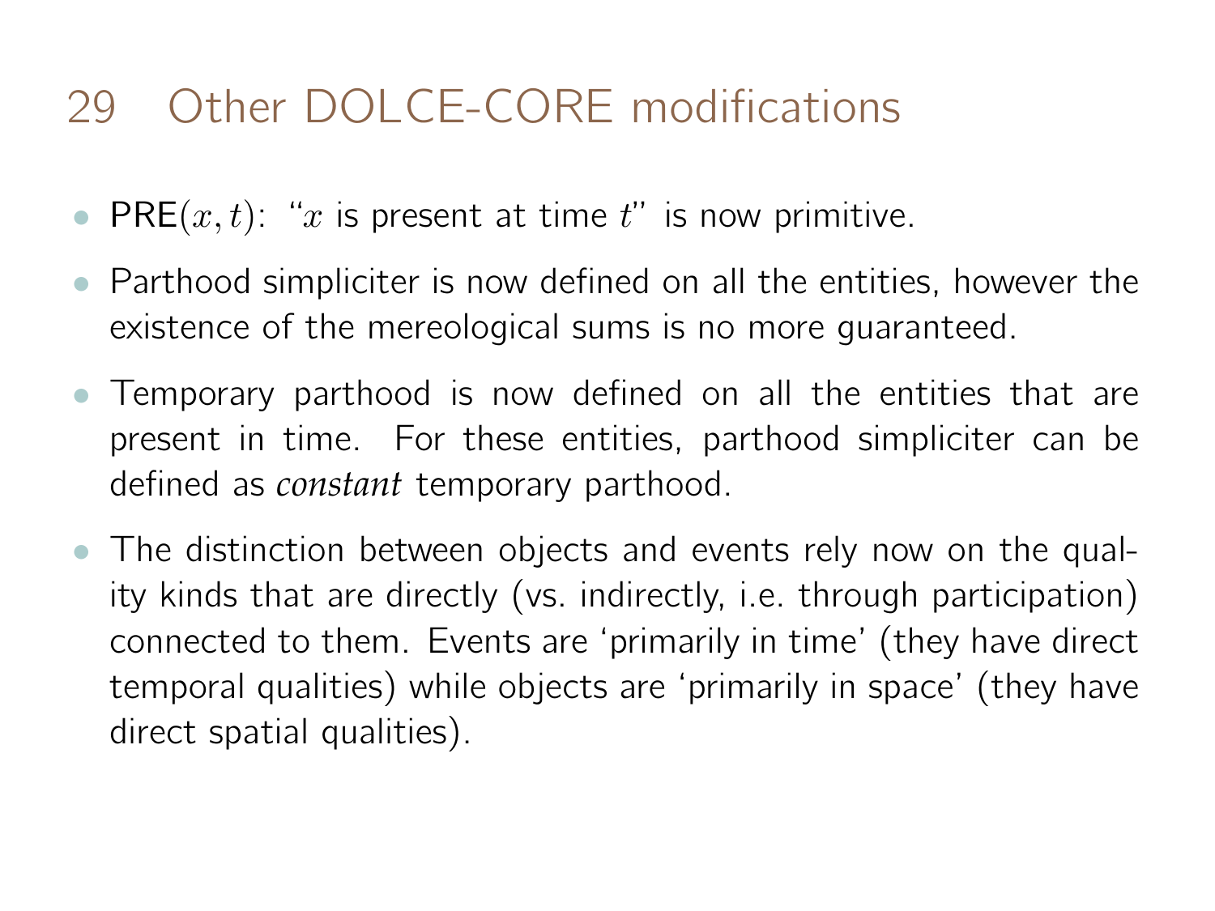# 29 Other DOLCE-CORE modifications

- $\mathsf{PRE}(x, t)$: "$x$ is present at time $t$" is now primitive.
- Parthood simpliciter is now defined on all the entities, however the existence of the mereological sums is no more guaranteed.
- Temporary parthood is now defined on all the entities that are present in time. For these entities, parthood simpliciter can be defined as *constant* temporary parthood.
- The distinction between objects and events rely now on the quality kinds that are directly (vs. indirectly, i.e. through participation) connected to them. Events are 'primarily in time' (they have direct temporal qualities) while objects are 'primarily in space' (they have direct spatial qualities).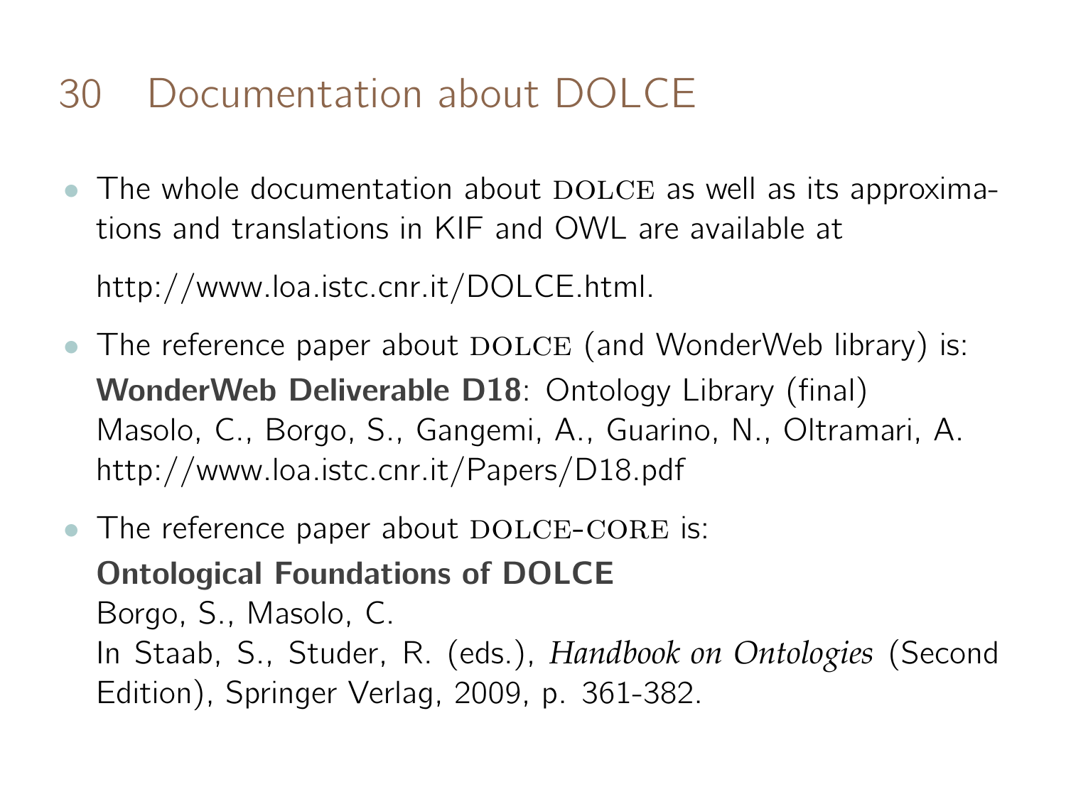# 30 Documentation about DOLCE

- The whole documentation about DOLCE as well as its approximations and translations in KIF and OWL are available at

  http://www.loa.istc.cnr.it/DOLCE.html.

- The reference paper about DOLCE (and WonderWeb library) is:
  **WonderWeb Deliverable D18**: Ontology Library (final)
  Masolo, C., Borgo, S., Gangemi, A., Guarino, N., Oltramari, A.
  http://www.loa.istc.cnr.it/Papers/D18.pdf

- The reference paper about DOLCE-CORE is:
  **Ontological Foundations of DOLCE**
  Borgo, S., Masolo, C.
  In Staab, S., Studer, R. (eds.), *Handbook on Ontologies* (Second Edition), Springer Verlag, 2009, p. 361-382.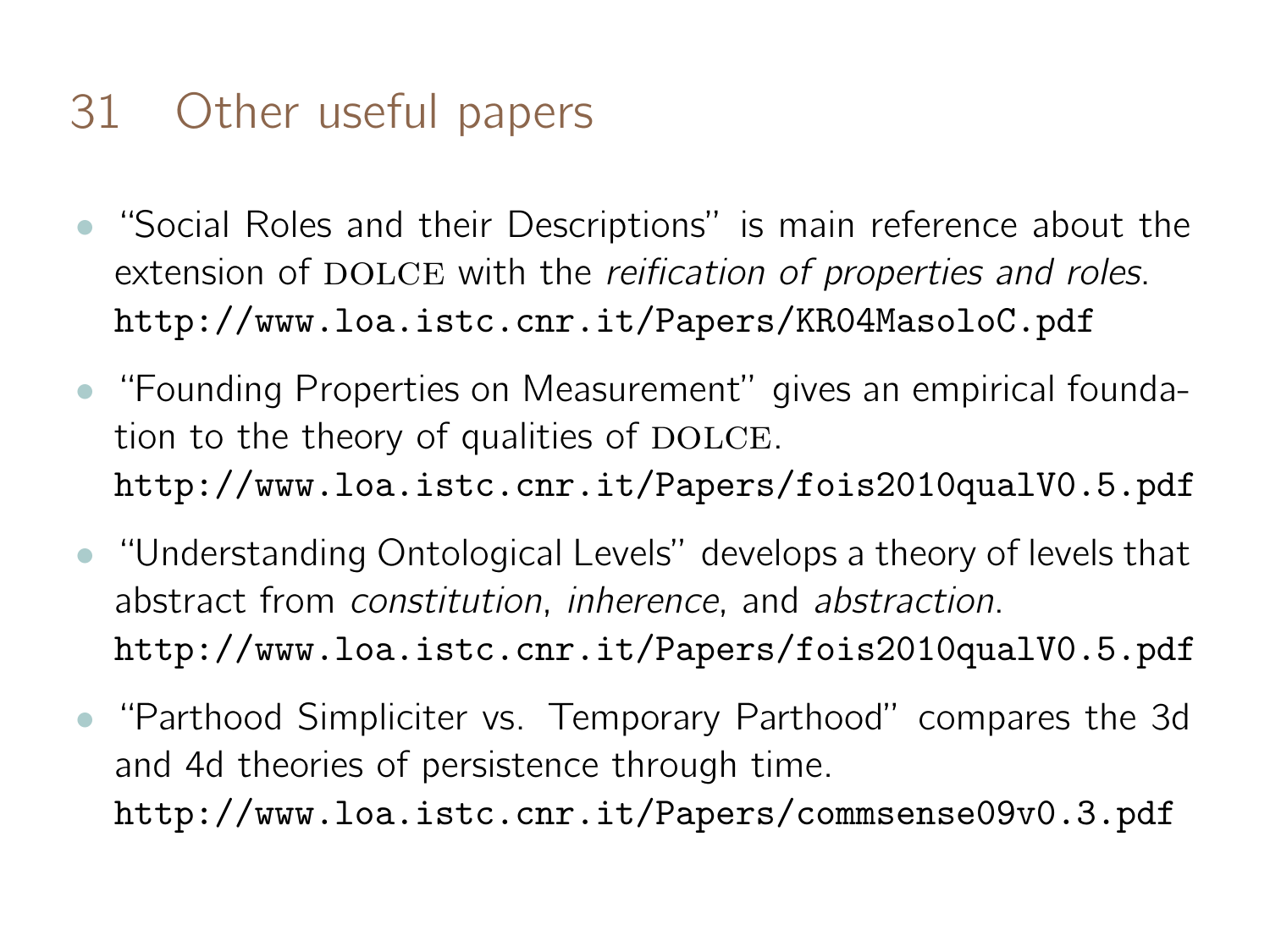# 31 Other useful papers

- "Social Roles and their Descriptions" is main reference about the extension of DOLCE with the *reification of properties and roles*.
  `http://www.loa.istc.cnr.it/Papers/KR04MasoloC.pdf`
- "Founding Properties on Measurement" gives an empirical foundation to the theory of qualities of DOLCE.
  `http://www.loa.istc.cnr.it/Papers/fois2010qualV0.5.pdf`
- "Understanding Ontological Levels" develops a theory of levels that abstract from *constitution*, *inherence*, and *abstraction*.
  `http://www.loa.istc.cnr.it/Papers/fois2010qualV0.5.pdf`
- "Parthood Simpliciter vs. Temporary Parthood" compares the 3d and 4d theories of persistence through time.
  `http://www.loa.istc.cnr.it/Papers/commsense09v0.3.pdf`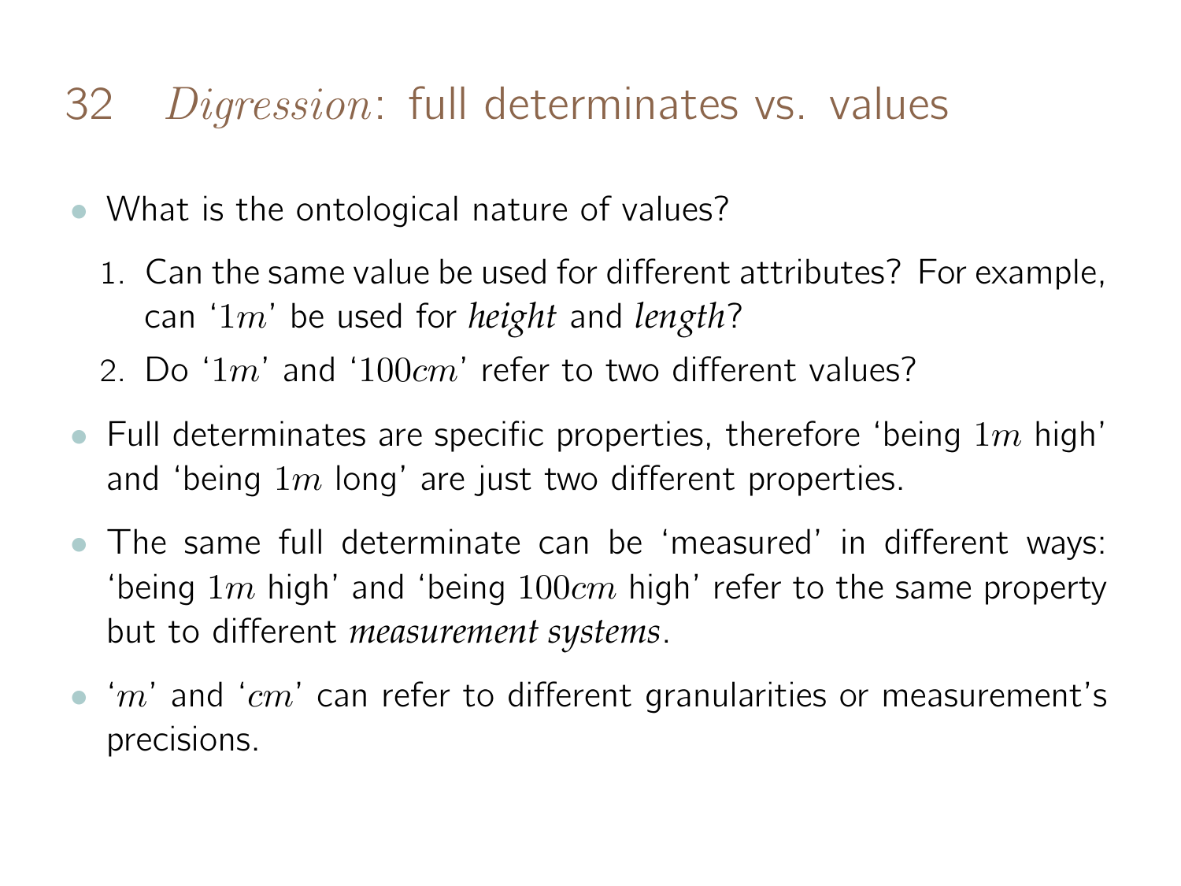## 32 *Digression*: full determinates vs. values

- What is the ontological nature of values?
  1. Can the same value be used for different attributes? For example, can '$1m$' be used for *height* and *length*?
  2. Do '$1m$' and '$100cm$' refer to two different values?
- Full determinates are specific properties, therefore 'being $1m$ high' and 'being $1m$ long' are just two different properties.
- The same full determinate can be 'measured' in different ways: 'being $1m$ high' and 'being $100cm$ high' refer to the same property but to different *measurement systems*.
- '$m$' and '$cm$' can refer to different granularities or measurement's precisions.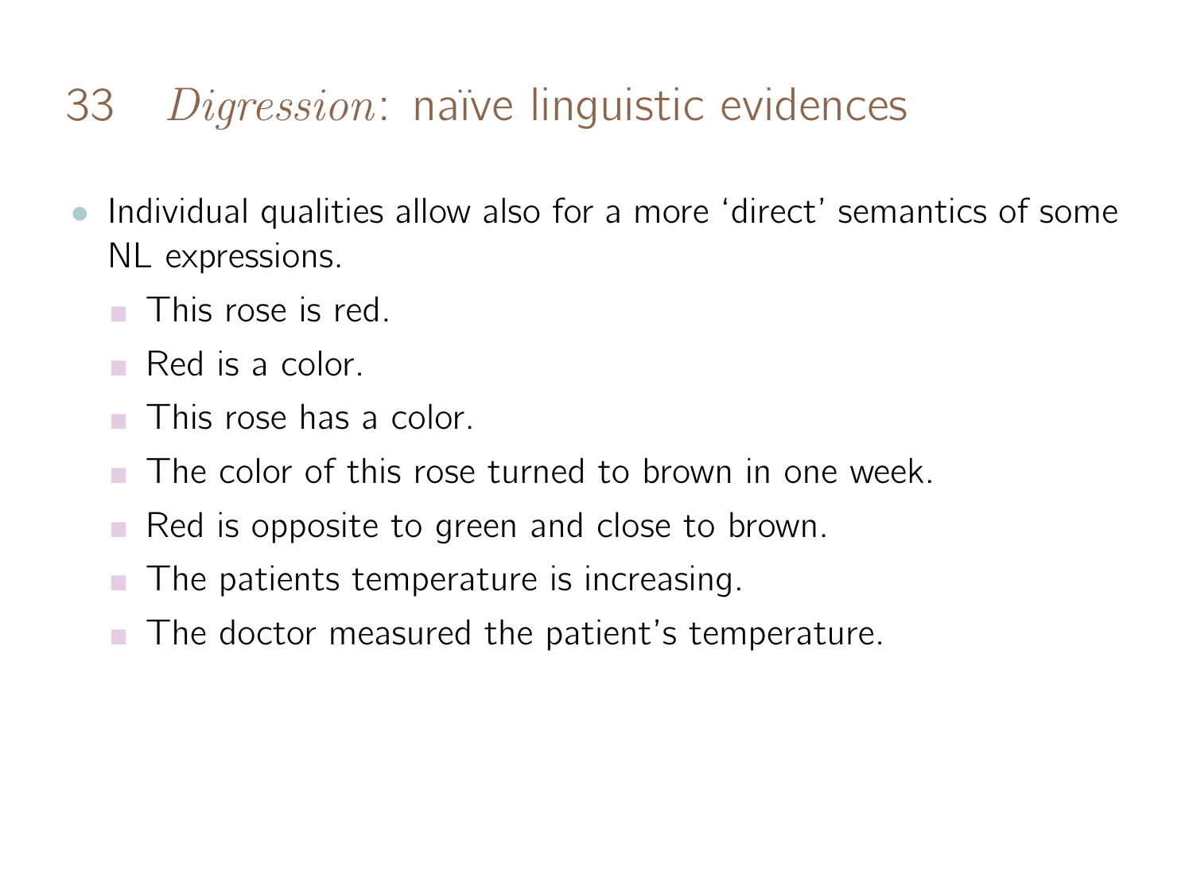# 33 *Digression*: naïve linguistic evidences

- Individual qualities allow also for a more 'direct' semantics of some NL expressions.
  - This rose is red.
  - Red is a color.
  - This rose has a color.
  - The color of this rose turned to brown in one week.
  - Red is opposite to green and close to brown.
  - The patients temperature is increasing.
  - The doctor measured the patient's temperature.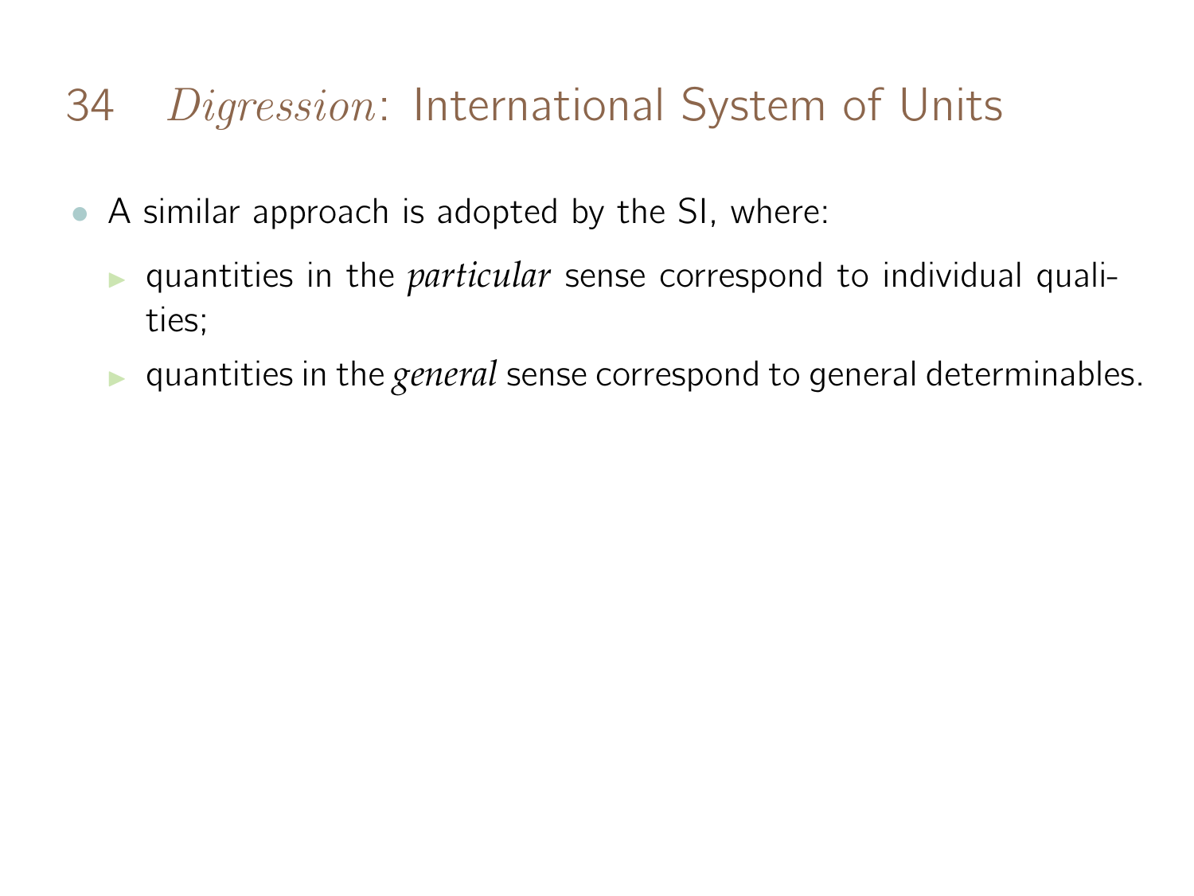# 34 *Digression*: International System of Units

- A similar approach is adopted by the SI, where:
  - quantities in the *particular* sense correspond to individual qualities;
  - quantities in the *general* sense correspond to general determinables.